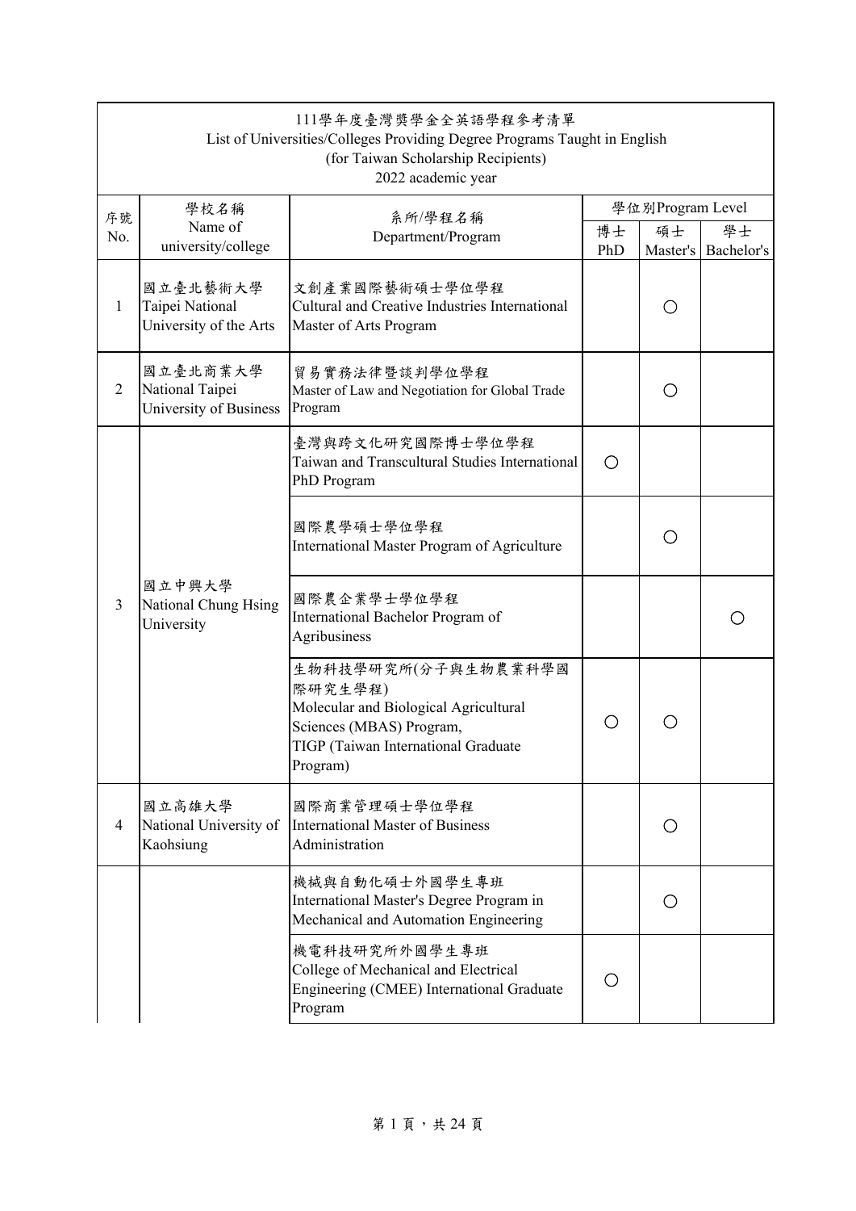111學年度臺灣獎學金全英語學程參考清單
List of Universities/Colleges Providing Degree Programs Taught in English
(for Taiwan Scholarship Recipients)
2022 academic year

| 序號 No. | 學校名稱 Name of university/college | 系所/學程名稱 Department/Program | 學位別Program Level | | |
|---|---|---|---|---|---|
| | | | 博士 PhD | 碩士 Master's | 學士 Bachelor's |
| 1 | 國立臺北藝術大學 Taipei National University of the Arts | 文創產業國際藝術碩士學位學程 Cultural and Creative Industries International Master of Arts Program | | ○ | |
| 2 | 國立臺北商業大學 National Taipei University of Business | 貿易實務法律暨談判學位學程 Master of Law and Negotiation for Global Trade Program | | ○ | |
| 3 | 國立中興大學 National Chung Hsing University | 臺灣與跨文化研究國際博士學位學程 Taiwan and Transcultural Studies International PhD Program | ○ | | |
| | | 國際農學碩士學位學程 International Master Program of Agriculture | | ○ | |
| | | 國際農企業學士學位學程 International Bachelor Program of Agribusiness | | | ○ |
| | | 生物科技學研究所(分子與生物農業科學國際研究生學程) Molecular and Biological Agricultural Sciences (MBAS) Program, TIGP (Taiwan International Graduate Program) | ○ | ○ | |
| 4 | 國立高雄大學 National University of Kaohsiung | 國際商業管理碩士學位學程 International Master of Business Administration | | ○ | |
| | | 機械與自動化碩士外國學生專班 International Master's Degree Program in Mechanical and Automation Engineering | | ○ | |
| | | 機電科技研究所外國學生專班 College of Mechanical and Electrical Engineering (CMEE) International Graduate Program | ○ | | |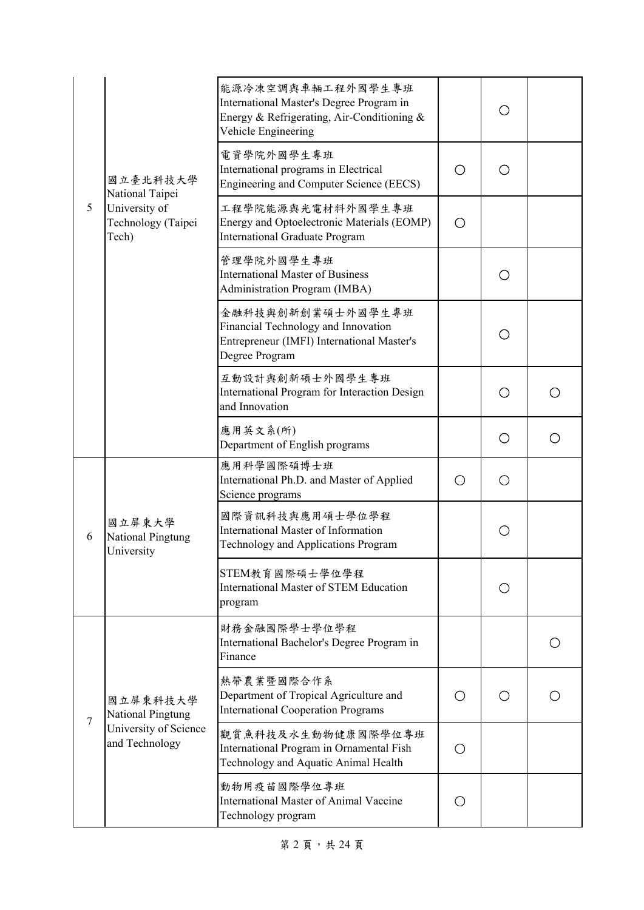| | | | | | |
|---|---|---|---|---|---|
| 5 | 國立臺北科技大學 National Taipei University of Technology (Taipei Tech) | 能源冷凍空調與車輛工程外國學生專班 International Master's Degree Program in Energy & Refrigerating, Air-Conditioning & Vehicle Engineering | | ○ | |
| | | 電資學院外國學生專班 International programs in Electrical Engineering and Computer Science (EECS) | ○ | ○ | |
| | | 工程學院能源與光電材料外國學生專班 Energy and Optoelectronic Materials (EOMP) International Graduate Program | ○ | | |
| | | 管理學院外國學生專班 International Master of Business Administration Program (IMBA) | | ○ | |
| | | 金融科技與創新創業碩士外國學生專班 Financial Technology and Innovation Entrepreneur (IMFI) International Master's Degree Program | | ○ | |
| | | 互動設計與創新碩士外國學生專班 International Program for Interaction Design and Innovation | | ○ | ○ |
| | | 應用英文系(所) Department of English programs | | ○ | ○ |
| 6 | 國立屏東大學 National Pingtung University | 應用科學國際碩博士班 International Ph.D. and Master of Applied Science programs | ○ | ○ | |
| | | 國際資訊科技與應用碩士學位學程 International Master of Information Technology and Applications Program | | ○ | |
| | | STEM教育國際碩士學位學程 International Master of STEM Education program | | ○ | |
| 7 | 國立屏東科技大學 National Pingtung University of Science and Technology | 財務金融國際學士學位學程 International Bachelor's Degree Program in Finance | | | ○ |
| | | 熱帶農業暨國際合作系 Department of Tropical Agriculture and International Cooperation Programs | ○ | ○ | ○ |
| | | 觀賞魚科技及水生動物健康國際學位專班 International Program in Ornamental Fish Technology and Aquatic Animal Health | ○ | | |
| | | 動物用疫苗國際學位專班 International Master of Animal Vaccine Technology program | ○ | | |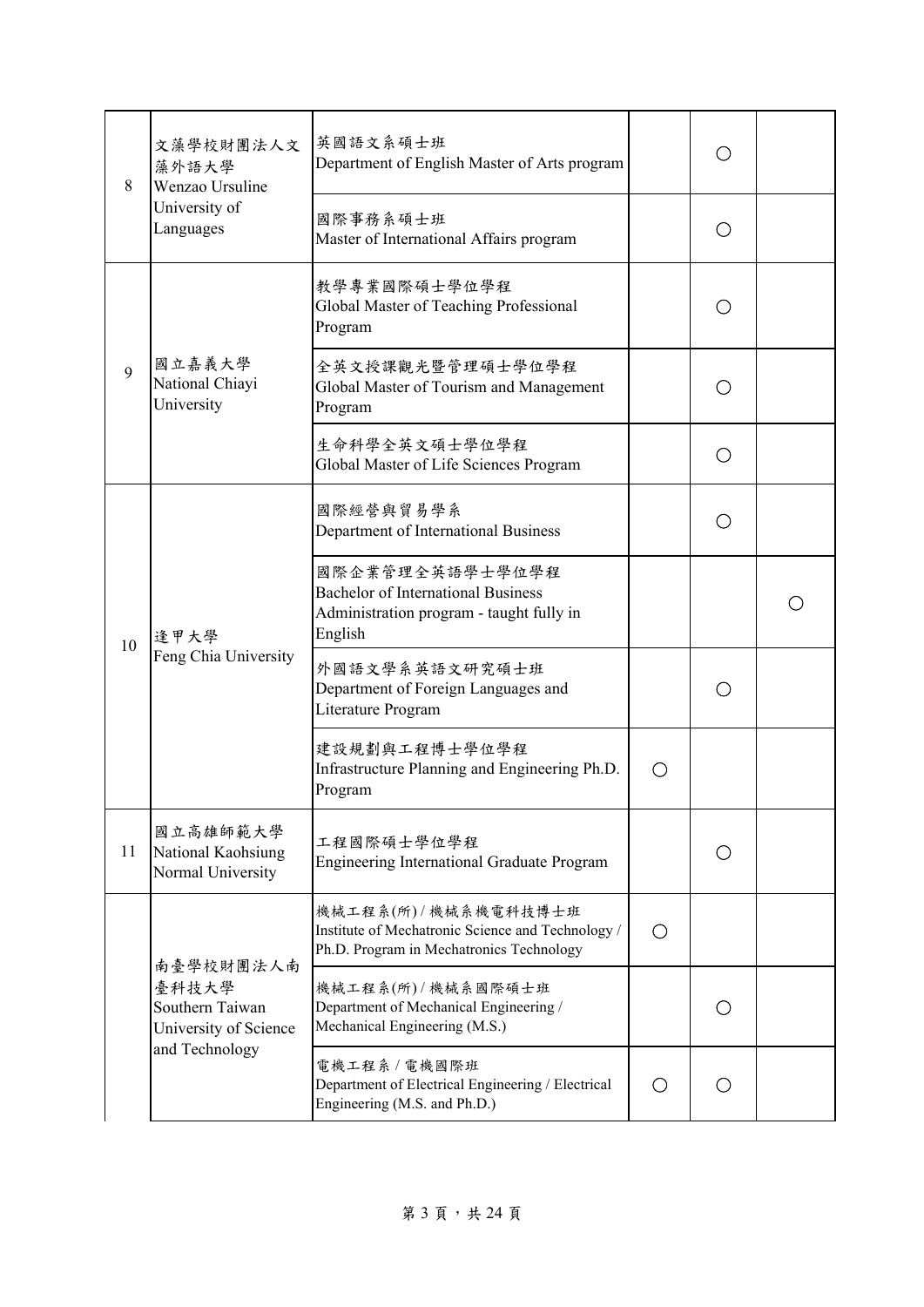| 8 | 文藻學校財團法人文藻外語大學 Wenzao Ursuline University of Languages | 英國語文系碩士班 Department of English Master of Arts program | | ○ | |
|---|---|---|---|---|---|
| | | 國際事務系碩士班 Master of International Affairs program | | ○ | |
| 9 | 國立嘉義大學 National Chiayi University | 教學專業國際碩士學位學程 Global Master of Teaching Professional Program | | ○ | |
| | | 全英文授課觀光暨管理碩士學位學程 Global Master of Tourism and Management Program | | ○ | |
| | | 生命科學全英文碩士學位學程 Global Master of Life Sciences Program | | ○ | |
| 10 | 逢甲大學 Feng Chia University | 國際經營與貿易學系 Department of International Business | | ○ | |
| | | 國際企業管理全英語學士學位學程 Bachelor of International Business Administration program - taught fully in English | | | ○ |
| | | 外國語文學系英語文研究碩士班 Department of Foreign Languages and Literature Program | | ○ | |
| | | 建設規劃與工程博士學位學程 Infrastructure Planning and Engineering Ph.D. Program | ○ | | |
| 11 | 國立高雄師範大學 National Kaohsiung Normal University | 工程國際碩士學位學程 Engineering International Graduate Program | | ○ | |
| | 南臺學校財團法人南臺科技大學 Southern Taiwan University of Science and Technology | 機械工程系(所) / 機械系機電科技博士班 Institute of Mechatronic Science and Technology / Ph.D. Program in Mechatronics Technology | ○ | | |
| | | 機械工程系(所) / 機械系國際碩士班 Department of Mechanical Engineering / Mechanical Engineering (M.S.) | | ○ | |
| | | 電機工程系 / 電機國際班 Department of Electrical Engineering / Electrical Engineering (M.S. and Ph.D.) | ○ | ○ | |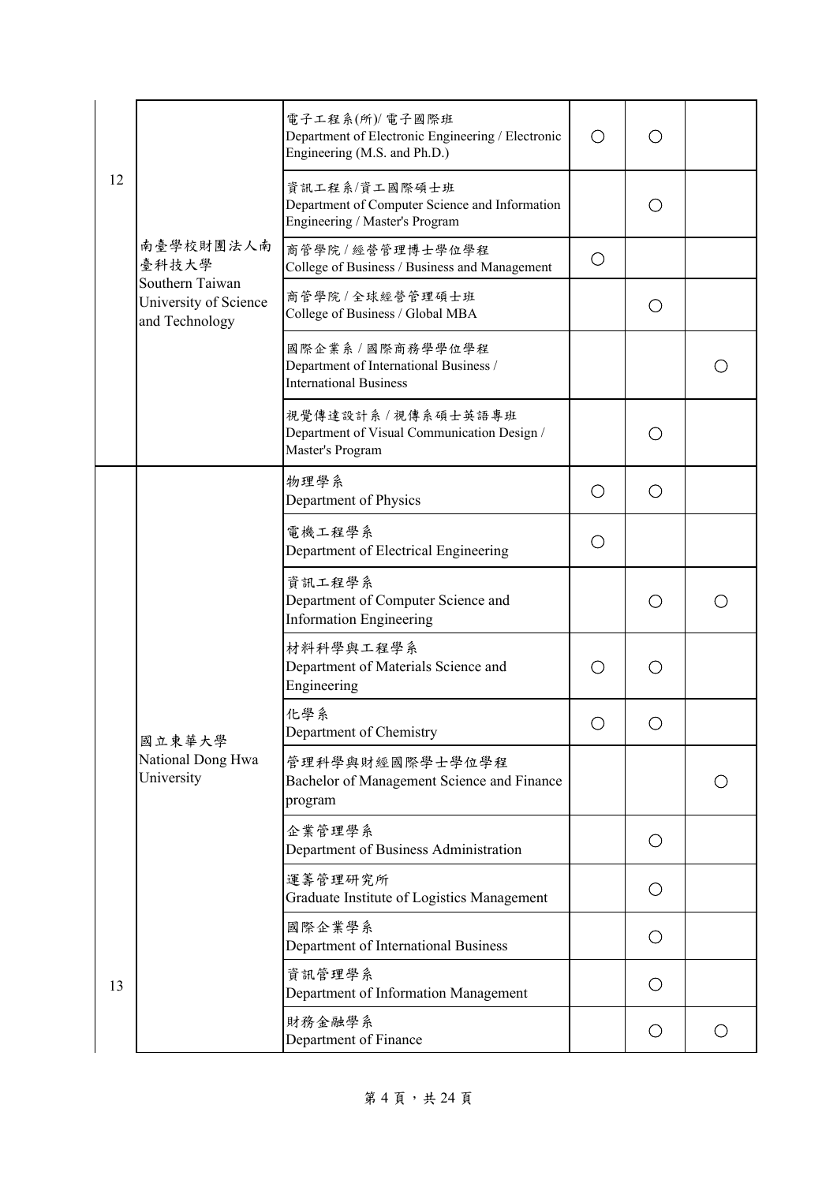| | | | | | |
|---|---|---|---|---|---|
| 12 | 南臺學校財團法人南臺科技大學 Southern Taiwan University of Science and Technology | 電子工程系(所)/ 電子國際班 Department of Electronic Engineering / Electronic Engineering (M.S. and Ph.D.) | ○ | ○ | |
| | | 資訊工程系/資工國際碩士班 Department of Computer Science and Information Engineering / Master's Program | | ○ | |
| | | 商管學院 / 經營管理博士學位學程 College of Business / Business and Management | ○ | | |
| | | 商管學院 / 全球經營管理碩士班 College of Business / Global MBA | | ○ | |
| | | 國際企業系 / 國際商務學學位學程 Department of International Business / International Business | | | ○ |
| | | 視覺傳達設計系 / 視傳系碩士英語專班 Department of Visual Communication Design / Master's Program | | ○ | |
| 13 | 國立東華大學 National Dong Hwa University | 物理學系 Department of Physics | ○ | ○ | |
| | | 電機工程學系 Department of Electrical Engineering | ○ | | |
| | | 資訊工程學系 Department of Computer Science and Information Engineering | | ○ | ○ |
| | | 材料科學與工程學系 Department of Materials Science and Engineering | ○ | ○ | |
| | | 化學系 Department of Chemistry | ○ | ○ | |
| | | 管理科學與財經國際學士學位學程 Bachelor of Management Science and Finance program | | | ○ |
| | | 企業管理學系 Department of Business Administration | | ○ | |
| | | 運籌管理研究所 Graduate Institute of Logistics Management | | ○ | |
| | | 國際企業學系 Department of International Business | | ○ | |
| | | 資訊管理學系 Department of Information Management | | ○ | |
| | | 財務金融學系 Department of Finance | | ○ | ○ |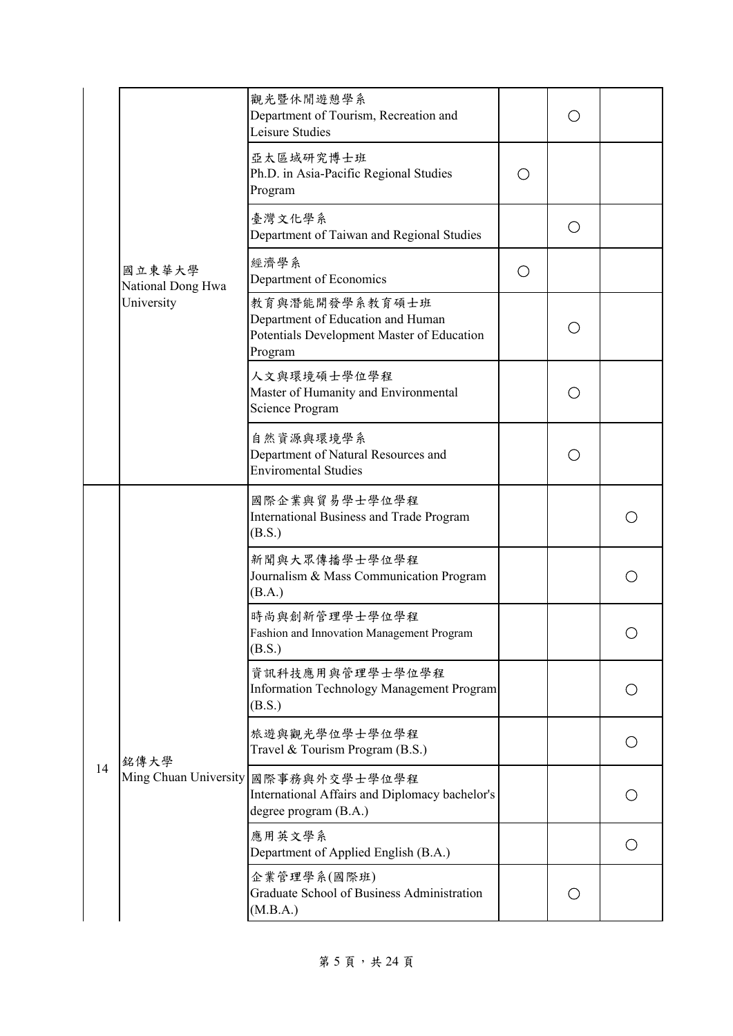| | | | | | |
|---|---|---|---|---|---|
| | 國立東華大學<br>National Dong Hwa University | 觀光暨休閒遊憩學系<br>Department of Tourism, Recreation and Leisure Studies | | ○ | |
| | | 亞太區域研究博士班<br>Ph.D. in Asia-Pacific Regional Studies Program | ○ | | |
| | | 臺灣文化學系<br>Department of Taiwan and Regional Studies | | ○ | |
| | | 經濟學系<br>Department of Economics | ○ | | |
| | | 教育與潛能開發學系教育碩士班<br>Department of Education and Human Potentials Development Master of Education Program | | ○ | |
| | | 人文與環境碩士學位學程<br>Master of Humanity and Environmental Science Program | | ○ | |
| | | 自然資源與環境學系<br>Department of Natural Resources and Enviromental Studies | | ○ | |
| 14 | 銘傳大學<br>Ming Chuan University | 國際企業與貿易學士學位學程<br>International Business and Trade Program (B.S.) | | | ○ |
| | | 新聞與大眾傳播學士學位學程<br>Journalism & Mass Communication Program (B.A.) | | | ○ |
| | | 時尚與創新管理學士學位學程<br>Fashion and Innovation Management Program (B.S.) | | | ○ |
| | | 資訊科技應用與管理學士學位學程<br>Information Technology Management Program (B.S.) | | | ○ |
| | | 旅遊與觀光學位學士學位學程<br>Travel & Tourism Program (B.S.) | | | ○ |
| | | 國際事務與外交學士學位學程<br>International Affairs and Diplomacy bachelor's degree program (B.A.) | | | ○ |
| | | 應用英文學系<br>Department of Applied English (B.A.) | | | ○ |
| | | 企業管理學系(國際班)<br>Graduate School of Business Administration (M.B.A.) | | ○ | |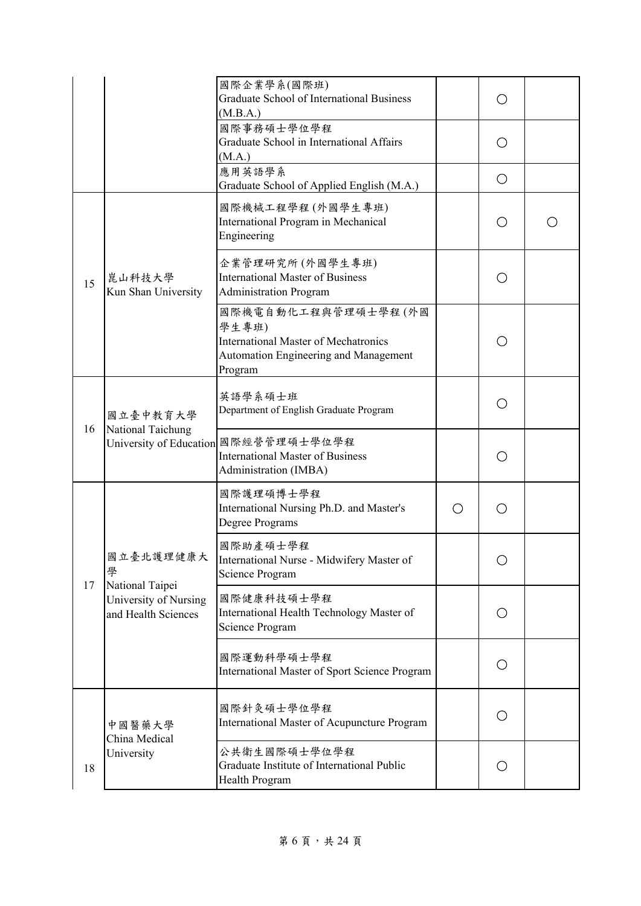| | | | | | |
|---|---|---|---|---|---|
| | | 國際企業學系(國際班)<br>Graduate School of International Business (M.B.A.) | | ○ | |
| | | 國際事務碩士學位學程<br>Graduate School in International Affairs (M.A.) | | ○ | |
| | | 應用英語學系<br>Graduate School of Applied English (M.A.) | | ○ | |
| 15 | 崑山科技大學<br>Kun Shan University | 國際機械工程學程(外國學生專班)<br>International Program in Mechanical Engineering | | ○ | ○ |
| | | 企業管理研究所(外國學生專班)<br>International Master of Business Administration Program | | ○ | |
| | | 國際機電自動化工程與管理碩士學程(外國學生專班)<br>International Master of Mechatronics Automation Engineering and Management Program | | ○ | |
| 16 | 國立臺中教育大學<br>National Taichung University of Education | 英語學系碩士班<br>Department of English Graduate Program | | ○ | |
| | | 國際經營管理碩士學位學程<br>International Master of Business Administration (IMBA) | | ○ | |
| 17 | 國立臺北護理健康大學<br>National Taipei University of Nursing and Health Sciences | 國際護理碩博士學程<br>International Nursing Ph.D. and Master's Degree Programs | ○ | ○ | |
| | | 國際助產碩士學程<br>International Nurse - Midwifery Master of Science Program | | ○ | |
| | | 國際健康科技碩士學程<br>International Health Technology Master of Science Program | | ○ | |
| | | 國際運動科學碩士學程<br>International Master of Sport Science Program | | ○ | |
| 18 | 中國醫藥大學<br>China Medical University | 國際針灸碩士學位學程<br>International Master of Acupuncture Program | | ○ | |
| | | 公共衛生國際碩士學位學程<br>Graduate Institute of International Public Health Program | | ○ | |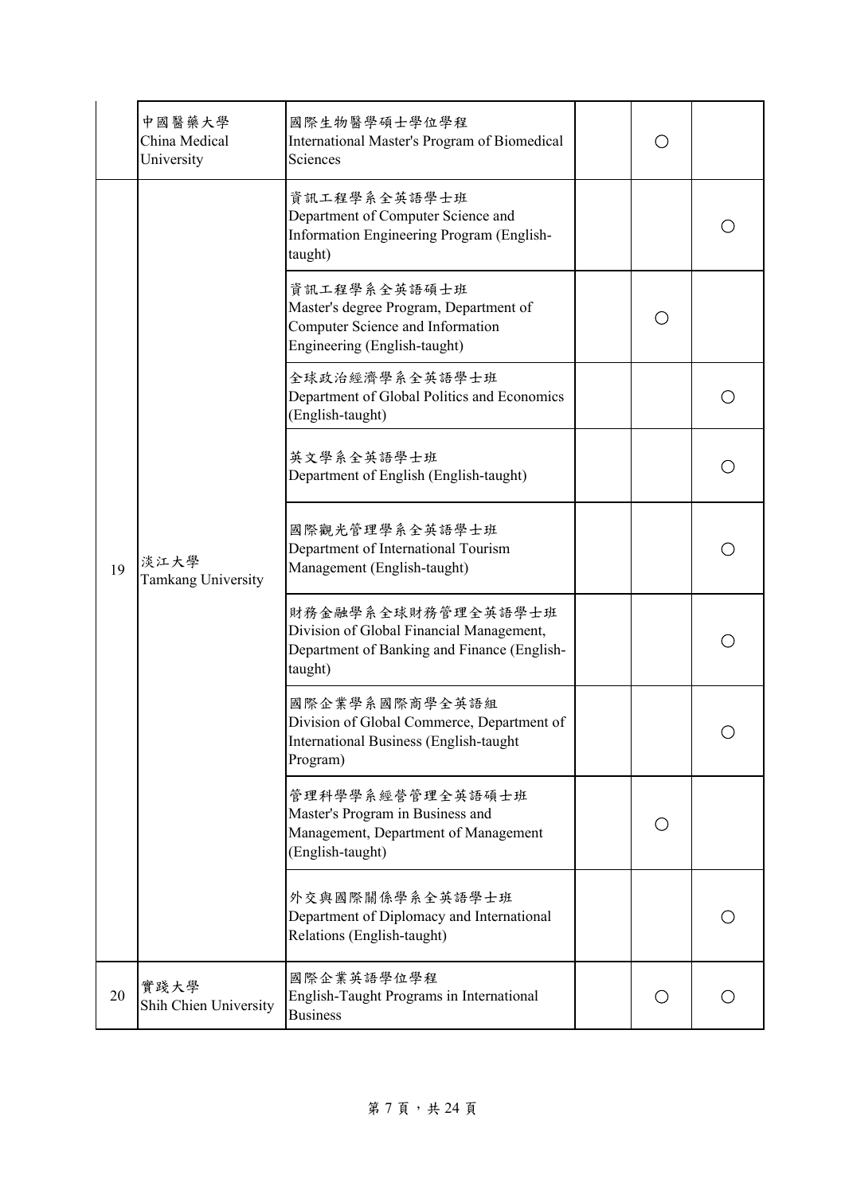| | | | | | |
|---|---|---|---|---|---|
| | 中國醫藥大學<br>China Medical University | 國際生物醫學碩士學位學程<br>International Master's Program of Biomedical Sciences | | ○ | |
| 19 | 淡江大學<br>Tamkang University | 資訊工程學系全英語學士班<br>Department of Computer Science and Information Engineering Program (English-taught) | | | ○ |
| | | 資訊工程學系全英語碩士班<br>Master's degree Program, Department of Computer Science and Information Engineering (English-taught) | | ○ | |
| | | 全球政治經濟學系全英語學士班<br>Department of Global Politics and Economics (English-taught) | | | ○ |
| | | 英文學系全英語學士班<br>Department of English (English-taught) | | | ○ |
| | | 國際觀光管理學系全英語學士班<br>Department of International Tourism Management (English-taught) | | | ○ |
| | | 財務金融學系全球財務管理全英語學士班<br>Division of Global Financial Management, Department of Banking and Finance (English-taught) | | | ○ |
| | | 國際企業學系國際商學全英語組<br>Division of Global Commerce, Department of International Business (English-taught Program) | | | ○ |
| | | 管理科學學系經營管理全英語碩士班<br>Master's Program in Business and Management, Department of Management (English-taught) | | ○ | |
| | | 外交與國際關係學系全英語學士班<br>Department of Diplomacy and International Relations (English-taught) | | | ○ |
| 20 | 實踐大學<br>Shih Chien University | 國際企業英語學位學程<br>English-Taught Programs in International Business | | ○ | ○ |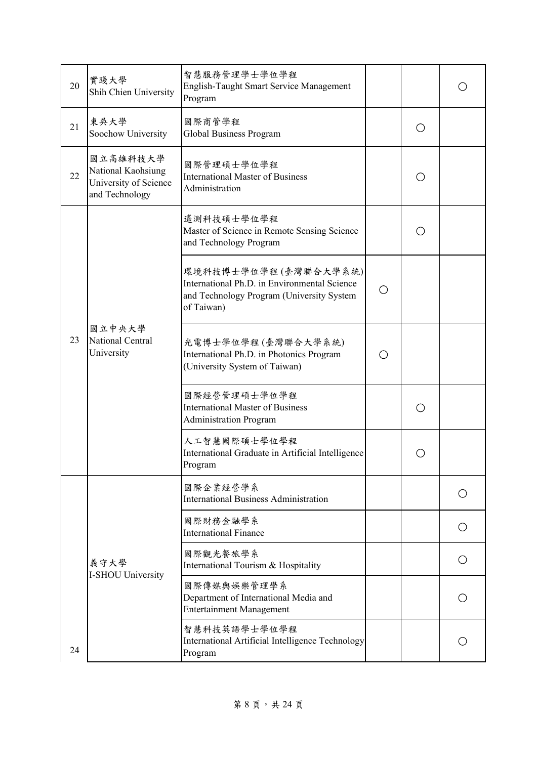| | | | | | |
|---|---|---|---|---|---|
| 20 | 實踐大學<br>Shih Chien University | 智慧服務管理學士學位學程<br>English-Taught Smart Service Management Program | | | ○ |
| 21 | 東吳大學<br>Soochow University | 國際商管學程<br>Global Business Program | | ○ | |
| 22 | 國立高雄科技大學<br>National Kaohsiung University of Science and Technology | 國際管理碩士學位學程<br>International Master of Business Administration | | ○ | |
| 23 | 國立中央大學<br>National Central University | 遙測科技碩士學位學程<br>Master of Science in Remote Sensing Science and Technology Program | | ○ | |
| | | 環境科技博士學位學程(臺灣聯合大學系統)<br>International Ph.D. in Environmental Science and Technology Program (University System of Taiwan) | ○ | | |
| | | 光電博士學位學程(臺灣聯合大學系統)<br>International Ph.D. in Photonics Program (University System of Taiwan) | ○ | | |
| | | 國際經營管理碩士學位學程<br>International Master of Business Administration Program | | ○ | |
| | | 人工智慧國際碩士學位學程<br>International Graduate in Artificial Intelligence Program | | ○ | |
| 24 | 義守大學<br>I-SHOU University | 國際企業經營學系<br>International Business Administration | | | ○ |
| | | 國際財務金融學系<br>International Finance | | | ○ |
| | | 國際觀光餐旅學系<br>International Tourism & Hospitality | | | ○ |
| | | 國際傳媒與娛樂管理學系<br>Department of International Media and Entertainment Management | | | ○ |
| | | 智慧科技英語學士學位學程<br>International Artificial Intelligence Technology Program | | | ○ |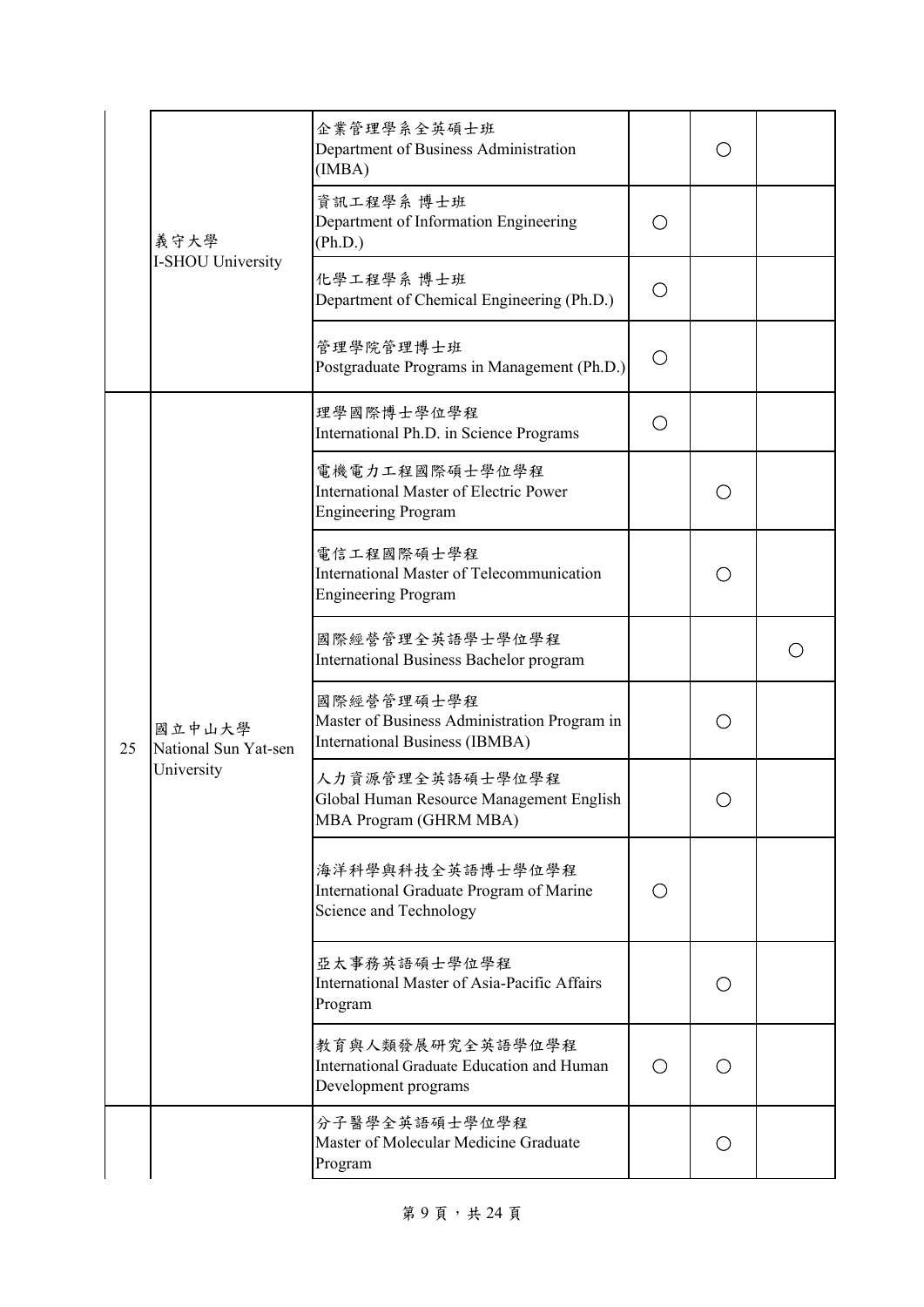| | | | | | |
|---|---|---|---|---|---|
| | 義守大學<br>I-SHOU University | 企業管理學系全英碩士班<br>Department of Business Administration (IMBA) | | ○ | |
| | | 資訊工程學系 博士班<br>Department of Information Engineering (Ph.D.) | ○ | | |
| | | 化學工程學系 博士班<br>Department of Chemical Engineering (Ph.D.) | ○ | | |
| | | 管理學院管理博士班<br>Postgraduate Programs in Management (Ph.D.) | ○ | | |
| 25 | 國立中山大學<br>National Sun Yat-sen University | 理學國際博士學位學程<br>International Ph.D. in Science Programs | ○ | | |
| | | 電機電力工程國際碩士學位學程<br>International Master of Electric Power Engineering Program | | ○ | |
| | | 電信工程國際碩士學程<br>International Master of Telecommunication Engineering Program | | ○ | |
| | | 國際經營管理全英語學士學位學程<br>International Business Bachelor program | | | ○ |
| | | 國際經營管理碩士學程<br>Master of Business Administration Program in International Business (IBMBA) | | ○ | |
| | | 人力資源管理全英語碩士學位學程<br>Global Human Resource Management English MBA Program (GHRM MBA) | | ○ | |
| | | 海洋科學與科技全英語博士學位學程<br>International Graduate Program of Marine Science and Technology | ○ | | |
| | | 亞太事務英語碩士學位學程<br>International Master of Asia-Pacific Affairs Program | | ○ | |
| | | 教育與人類發展研究全英語學位學程<br>International Graduate Education and Human Development programs | ○ | ○ | |
| | | 分子醫學全英語碩士學位學程<br>Master of Molecular Medicine Graduate Program | | ○ | |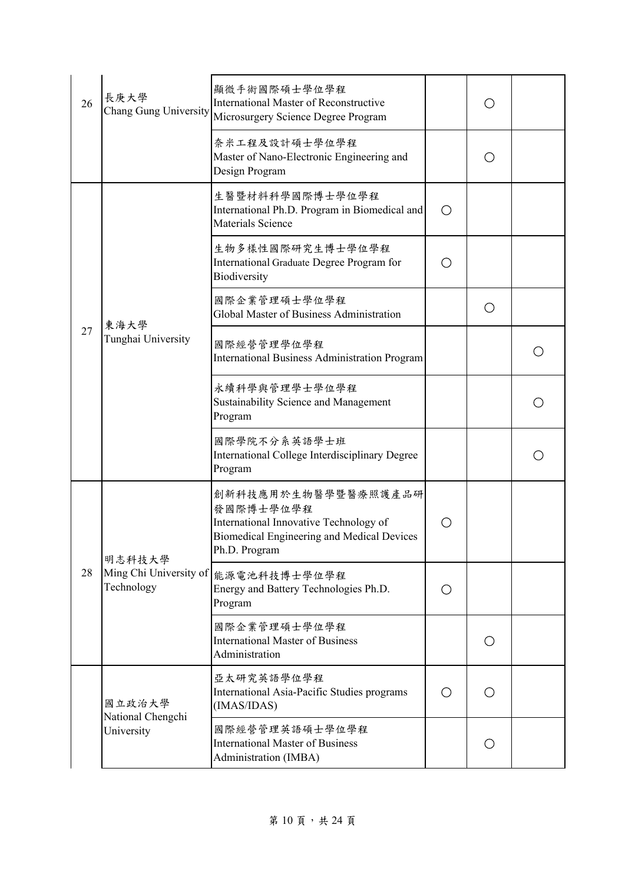| 26 | 長庚大學<br>Chang Gung University | 顯微手術國際碩士學位學程<br>International Master of Reconstructive Microsurgery Science Degree Program | | ○ | |
|---|---|---|---|---|---|
| | | 奈米工程及設計碩士學位學程<br>Master of Nano-Electronic Engineering and Design Program | | ○ | |
| 27 | 東海大學<br>Tunghai University | 生醫暨材料科學國際博士學位學程<br>International Ph.D. Program in Biomedical and Materials Science | ○ | | |
| | | 生物多樣性國際研究生博士學位學程<br>International Graduate Degree Program for Biodiversity | ○ | | |
| | | 國際企業管理碩士學位學程<br>Global Master of Business Administration | | ○ | |
| | | 國際經營管理學位學程<br>International Business Administration Program | | | ○ |
| | | 永續科學與管理學士學位學程<br>Sustainability Science and Management Program | | | ○ |
| | | 國際學院不分系英語學士班<br>International College Interdisciplinary Degree Program | | | ○ |
| 28 | 明志科技大學<br>Ming Chi University of Technology | 創新科技應用於生物醫學暨醫療照護產品研發國際博士學位學程<br>International Innovative Technology of Biomedical Engineering and Medical Devices Ph.D. Program | ○ | | |
| | | 能源電池科技博士學位學程<br>Energy and Battery Technologies Ph.D. Program | ○ | | |
| | | 國際企業管理碩士學位學程<br>International Master of Business Administration | | ○ | |
| | 國立政治大學<br>National Chengchi University | 亞太研究英語學位學程<br>International Asia-Pacific Studies programs (IMAS/IDAS) | ○ | ○ | |
| | | 國際經營管理英語碩士學位學程<br>International Master of Business Administration (IMBA) | | ○ | |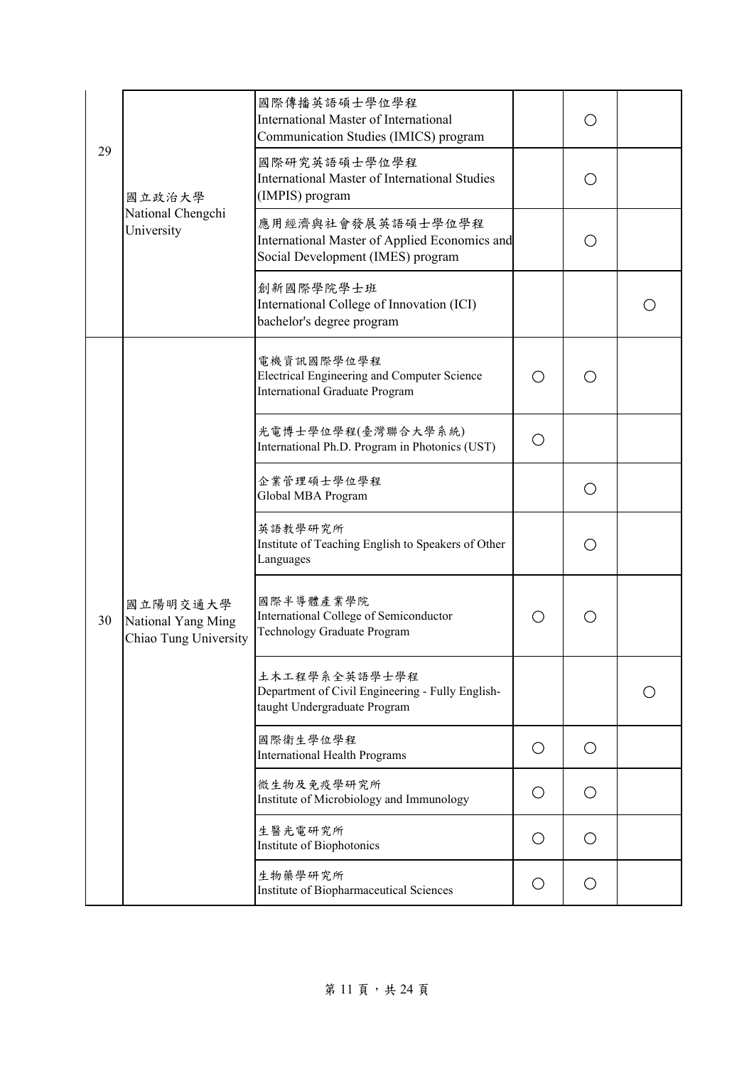| | | | | | |
|---|---|---|---|---|---|
| 29 | 國立政治大學<br>National Chengchi University | 國際傳播英語碩士學位學程<br>International Master of International Communication Studies (IMICS) program | | ○ | |
| | | 國際研究英語碩士學位學程<br>International Master of International Studies (IMPIS) program | | ○ | |
| | | 應用經濟與社會發展英語碩士學位學程<br>International Master of Applied Economics and Social Development (IMES) program | | ○ | |
| | | 創新國際學院學士班<br>International College of Innovation (ICI) bachelor's degree program | | | ○ |
| 30 | 國立陽明交通大學<br>National Yang Ming Chiao Tung University | 電機資訊國際學位學程<br>Electrical Engineering and Computer Science International Graduate Program | ○ | ○ | |
| | | 光電博士學位學程(臺灣聯合大學系統)<br>International Ph.D. Program in Photonics (UST) | ○ | | |
| | | 企業管理碩士學位學程<br>Global MBA Program | | ○ | |
| | | 英語教學研究所<br>Institute of Teaching English to Speakers of Other Languages | | ○ | |
| | | 國際半導體產業學院<br>International College of Semiconductor Technology Graduate Program | ○ | ○ | |
| | | 土木工程學系全英語學士學程<br>Department of Civil Engineering - Fully English-taught Undergraduate Program | | | ○ |
| | | 國際衛生學位學程<br>International Health Programs | ○ | ○ | |
| | | 微生物及免疫學研究所<br>Institute of Microbiology and Immunology | ○ | ○ | |
| | | 生醫光電研究所<br>Institute of Biophotonics | ○ | ○ | |
| | | 生物藥學研究所<br>Institute of Biopharmaceutical Sciences | ○ | ○ | |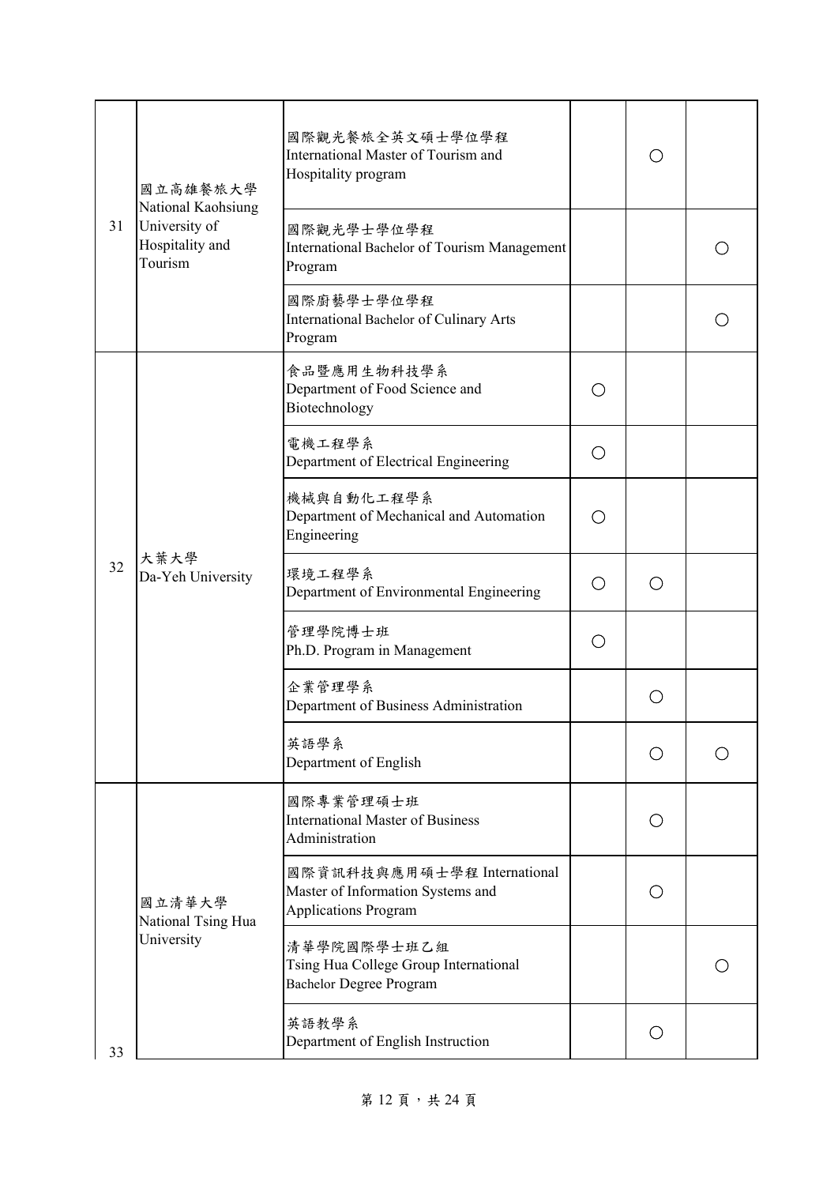| | | | | | |
|---|---|---|---|---|---|
| 31 | 國立高雄餐旅大學 National Kaohsiung University of Hospitality and Tourism | 國際觀光餐旅全英文碩士學位學程 International Master of Tourism and Hospitality program | | ○ | |
| | | 國際觀光學士學位學程 International Bachelor of Tourism Management Program | | | ○ |
| | | 國際廚藝學士學位學程 International Bachelor of Culinary Arts Program | | | ○ |
| 32 | 大葉大學 Da-Yeh University | 食品暨應用生物科技學系 Department of Food Science and Biotechnology | ○ | | |
| | | 電機工程學系 Department of Electrical Engineering | ○ | | |
| | | 機械與自動化工程學系 Department of Mechanical and Automation Engineering | ○ | | |
| | | 環境工程學系 Department of Environmental Engineering | ○ | ○ | |
| | | 管理學院博士班 Ph.D. Program in Management | ○ | | |
| | | 企業管理學系 Department of Business Administration | | ○ | |
| | | 英語學系 Department of English | | ○ | ○ |
| 33 | 國立清華大學 National Tsing Hua University | 國際專業管理碩士班 International Master of Business Administration | | ○ | |
| | | 國際資訊科技與應用碩士學程 International Master of Information Systems and Applications Program | | ○ | |
| | | 清華學院國際學士班乙組 Tsing Hua College Group International Bachelor Degree Program | | | ○ |
| | | 英語教學系 Department of English Instruction | | ○ | |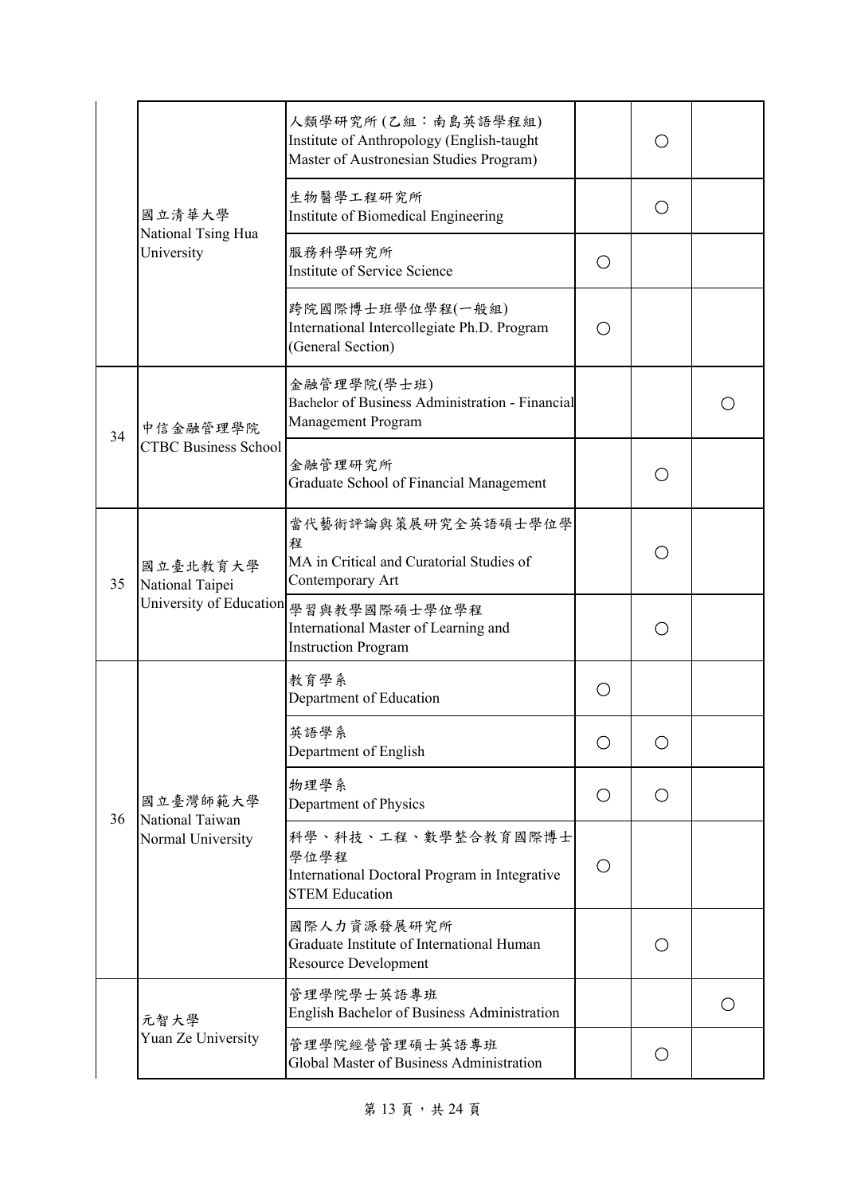| | | | | | |
|---|---|---|---|---|---|
| | 國立清華大學 National Tsing Hua University | 人類學研究所 (乙組：南島英語學程組) Institute of Anthropology (English-taught Master of Austronesian Studies Program) | | ○ | |
| | | 生物醫學工程研究所 Institute of Biomedical Engineering | | ○ | |
| | | 服務科學研究所 Institute of Service Science | ○ | | |
| | | 跨院國際博士班學位學程(一般組) International Intercollegiate Ph.D. Program (General Section) | ○ | | |
| 34 | 中信金融管理學院 CTBC Business School | 金融管理學院(學士班) Bachelor of Business Administration - Financial Management Program | | | ○ |
| | | 金融管理研究所 Graduate School of Financial Management | | ○ | |
| 35 | 國立臺北教育大學 National Taipei University of Education | 當代藝術評論與策展研究全英語碩士學位學程 MA in Critical and Curatorial Studies of Contemporary Art | | ○ | |
| | | 學習與教學國際碩士學位學程 International Master of Learning and Instruction Program | | ○ | |
| 36 | 國立臺灣師範大學 National Taiwan Normal University | 教育學系 Department of Education | ○ | | |
| | | 英語學系 Department of English | ○ | ○ | |
| | | 物理學系 Department of Physics | ○ | ○ | |
| | | 科學、科技、工程、數學整合教育國際博士學位學程 International Doctoral Program in Integrative STEM Education | ○ | | |
| | | 國際人力資源發展研究所 Graduate Institute of International Human Resource Development | | ○ | |
| | 元智大學 Yuan Ze University | 管理學院學士英語專班 English Bachelor of Business Administration | | | ○ |
| | | 管理學院經營管理碩士英語專班 Global Master of Business Administration | | ○ | |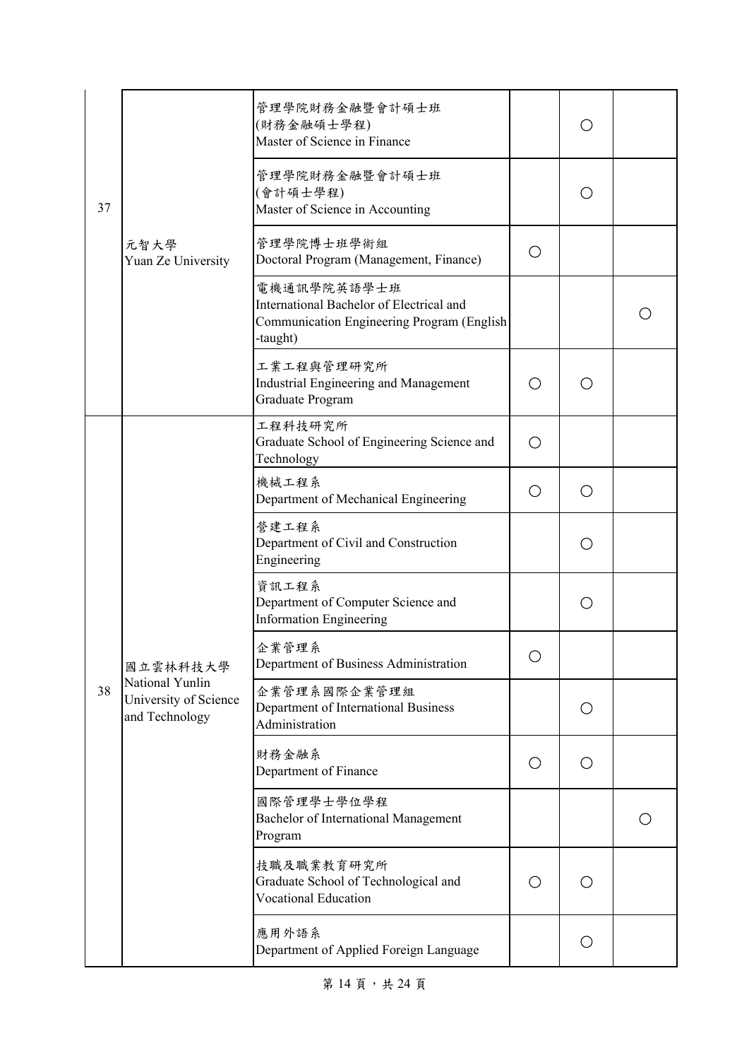| | | | | | |
|---|---|---|---|---|---|
| 37 | 元智大學<br>Yuan Ze University | 管理學院財務金融暨會計碩士班<br>(財務金融碩士學程)<br>Master of Science in Finance | | ○ | |
| | | 管理學院財務金融暨會計碩士班<br>(會計碩士學程)<br>Master of Science in Accounting | | ○ | |
| | | 管理學院博士班學術組<br>Doctoral Program (Management, Finance) | ○ | | |
| | | 電機通訊學院英語學士班<br>International Bachelor of Electrical and Communication Engineering Program (English-taught) | | | ○ |
| | | 工業工程與管理研究所<br>Industrial Engineering and Management Graduate Program | ○ | ○ | |
| 38 | 國立雲林科技大學<br>National Yunlin University of Science and Technology | 工程科技研究所<br>Graduate School of Engineering Science and Technology | ○ | | |
| | | 機械工程系<br>Department of Mechanical Engineering | ○ | ○ | |
| | | 營建工程系<br>Department of Civil and Construction Engineering | | ○ | |
| | | 資訊工程系<br>Department of Computer Science and Information Engineering | | ○ | |
| | | 企業管理系<br>Department of Business Administration | ○ | | |
| | | 企業管理系國際企業管理組<br>Department of International Business Administration | | ○ | |
| | | 財務金融系<br>Department of Finance | ○ | ○ | |
| | | 國際管理學士學位學程<br>Bachelor of International Management Program | | | ○ |
| | | 技職及職業教育研究所<br>Graduate School of Technological and Vocational Education | ○ | ○ | |
| | | 應用外語系<br>Department of Applied Foreign Language | | ○ | |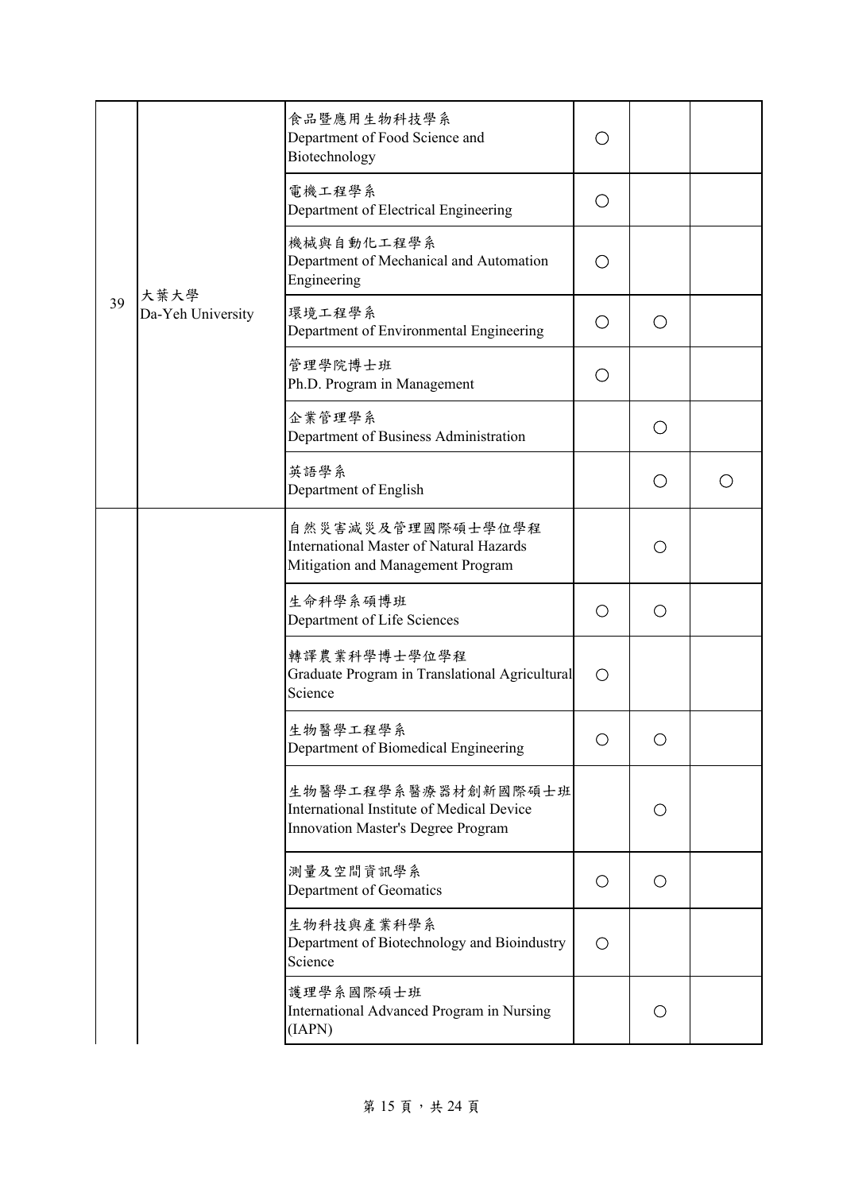| | | | | | |
|---|---|---|---|---|---|
| 39 | 大葉大學<br>Da-Yeh University | 食品暨應用生物科技學系<br>Department of Food Science and Biotechnology | ○ | | |
| | | 電機工程學系<br>Department of Electrical Engineering | ○ | | |
| | | 機械與自動化工程學系<br>Department of Mechanical and Automation Engineering | ○ | | |
| | | 環境工程學系<br>Department of Environmental Engineering | ○ | ○ | |
| | | 管理學院博士班<br>Ph.D. Program in Management | ○ | | |
| | | 企業管理學系<br>Department of Business Administration | | ○ | |
| | | 英語學系<br>Department of English | | ○ | ○ |
| | | 自然災害減災及管理國際碩士學位學程<br>International Master of Natural Hazards Mitigation and Management Program | | ○ | |
| | | 生命科學系碩博班<br>Department of Life Sciences | ○ | ○ | |
| | | 轉譯農業科學博士學位學程<br>Graduate Program in Translational Agricultural Science | ○ | | |
| | | 生物醫學工程學系<br>Department of Biomedical Engineering | ○ | ○ | |
| | | 生物醫學工程學系醫療器材創新國際碩士班<br>International Institute of Medical Device Innovation Master's Degree Program | | ○ | |
| | | 測量及空間資訊學系<br>Department of Geomatics | ○ | ○ | |
| | | 生物科技與產業科學系<br>Department of Biotechnology and Bioindustry Science | ○ | | |
| | | 護理學系國際碩士班<br>International Advanced Program in Nursing (IAPN) | | ○ | |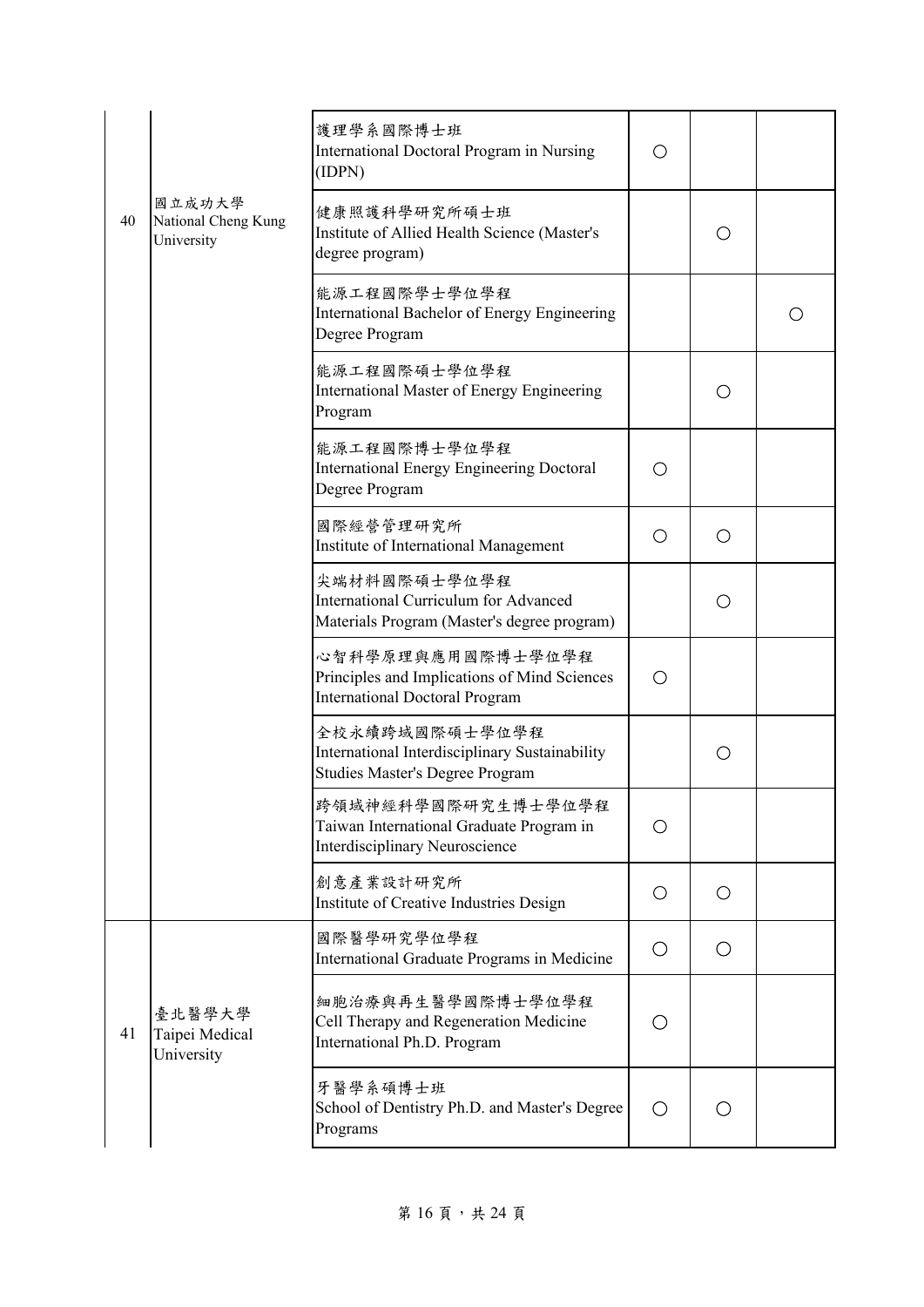| | | | | | |
|---|---|---|---|---|---|
| 40 | 國立成功大學<br>National Cheng Kung University | 護理學系國際博士班<br>International Doctoral Program in Nursing (IDPN) | ○ | | |
| | | 健康照護科學研究所碩士班<br>Institute of Allied Health Science (Master's degree program) | | ○ | |
| | | 能源工程國際學士學位學程<br>International Bachelor of Energy Engineering Degree Program | | | ○ |
| | | 能源工程國際碩士學位學程<br>International Master of Energy Engineering Program | | ○ | |
| | | 能源工程國際博士學位學程<br>International Energy Engineering Doctoral Degree Program | ○ | | |
| | | 國際經營管理研究所<br>Institute of International Management | ○ | ○ | |
| | | 尖端材料國際碩士學位學程<br>International Curriculum for Advanced Materials Program (Master's degree program) | | ○ | |
| | | 心智科學原理與應用國際博士學位學程<br>Principles and Implications of Mind Sciences International Doctoral Program | ○ | | |
| | | 全校永續跨域國際碩士學位學程<br>International Interdisciplinary Sustainability Studies Master's Degree Program | | ○ | |
| | | 跨領域神經科學國際研究生博士學位學程<br>Taiwan International Graduate Program in Interdisciplinary Neuroscience | ○ | | |
| | | 創意產業設計研究所<br>Institute of Creative Industries Design | ○ | ○ | |
| 41 | 臺北醫學大學<br>Taipei Medical University | 國際醫學研究學位學程<br>International Graduate Programs in Medicine | ○ | ○ | |
| | | 細胞治療與再生醫學國際博士學位學程<br>Cell Therapy and Regeneration Medicine International Ph.D. Program | ○ | | |
| | | 牙醫學系碩博士班<br>School of Dentistry Ph.D. and Master's Degree Programs | ○ | ○ | |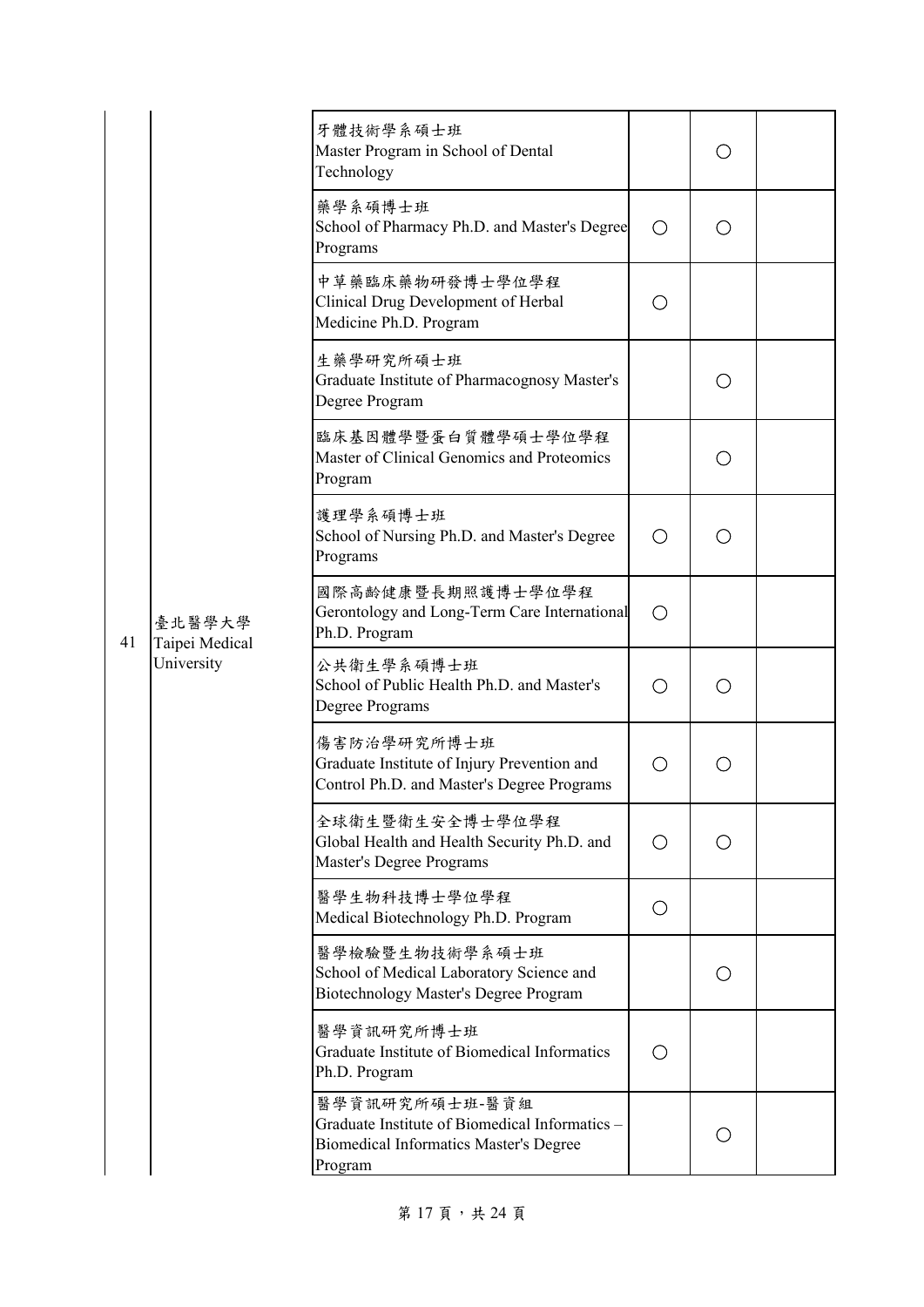| | | | | | |
|---|---|---|---|---|---|
| 41 | 臺北醫學大學<br>Taipei Medical University | 牙體技術學系碩士班<br>Master Program in School of Dental Technology | | ○ | |
| | | 藥學系碩博士班<br>School of Pharmacy Ph.D. and Master's Degree Programs | ○ | ○ | |
| | | 中草藥臨床藥物研發博士學位學程<br>Clinical Drug Development of Herbal Medicine Ph.D. Program | ○ | | |
| | | 生藥學研究所碩士班<br>Graduate Institute of Pharmacognosy Master's Degree Program | | ○ | |
| | | 臨床基因體學暨蛋白質體學碩士學位學程<br>Master of Clinical Genomics and Proteomics Program | | ○ | |
| | | 護理學系碩博士班<br>School of Nursing Ph.D. and Master's Degree Programs | ○ | ○ | |
| | | 國際高齡健康暨長期照護博士學位學程<br>Gerontology and Long-Term Care International Ph.D. Program | ○ | | |
| | | 公共衛生學系碩博士班<br>School of Public Health Ph.D. and Master's Degree Programs | ○ | ○ | |
| | | 傷害防治學研究所博士班<br>Graduate Institute of Injury Prevention and Control Ph.D. and Master's Degree Programs | ○ | ○ | |
| | | 全球衛生暨衛生安全博士學位學程<br>Global Health and Health Security Ph.D. and Master's Degree Programs | ○ | ○ | |
| | | 醫學生物科技博士學位學程<br>Medical Biotechnology Ph.D. Program | ○ | | |
| | | 醫學檢驗暨生物技術學系碩士班<br>School of Medical Laboratory Science and Biotechnology Master's Degree Program | | ○ | |
| | | 醫學資訊研究所博士班<br>Graduate Institute of Biomedical Informatics Ph.D. Program | ○ | | |
| | | 醫學資訊研究所碩士班-醫資組<br>Graduate Institute of Biomedical Informatics – Biomedical Informatics Master's Degree Program | | ○ | |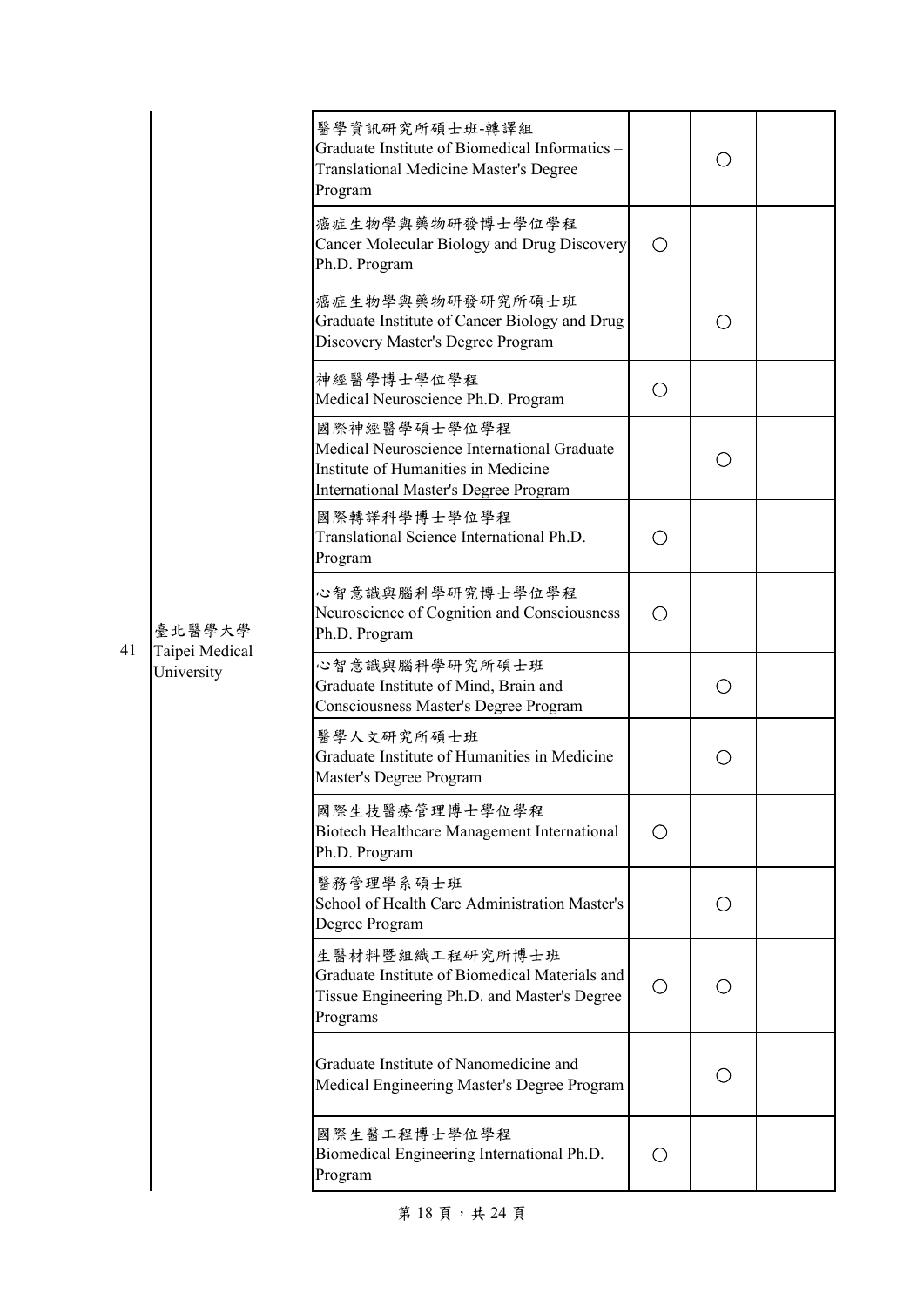| | | | | | |
|---|---|---|---|---|---|
| 41 | 臺北醫學大學<br>Taipei Medical University | 醫學資訊研究所碩士班-轉譯組<br>Graduate Institute of Biomedical Informatics – Translational Medicine Master's Degree Program | | ○ | |
| | | 癌症生物學與藥物研發博士學位學程<br>Cancer Molecular Biology and Drug Discovery Ph.D. Program | ○ | | |
| | | 癌症生物學與藥物研發研究所碩士班<br>Graduate Institute of Cancer Biology and Drug Discovery Master's Degree Program | | ○ | |
| | | 神經醫學博士學位學程<br>Medical Neuroscience Ph.D. Program | ○ | | |
| | | 國際神經醫學碩士學位學程<br>Medical Neuroscience International Graduate Institute of Humanities in Medicine International Master's Degree Program | | ○ | |
| | | 國際轉譯科學博士學位學程<br>Translational Science International Ph.D. Program | ○ | | |
| | | 心智意識與腦科學研究博士學位學程<br>Neuroscience of Cognition and Consciousness Ph.D. Program | ○ | | |
| | | 心智意識與腦科學研究所碩士班<br>Graduate Institute of Mind, Brain and Consciousness Master's Degree Program | | ○ | |
| | | 醫學人文研究所碩士班<br>Graduate Institute of Humanities in Medicine Master's Degree Program | | ○ | |
| | | 國際生技醫療管理博士學位學程<br>Biotech Healthcare Management International Ph.D. Program | ○ | | |
| | | 醫務管理學系碩士班<br>School of Health Care Administration Master's Degree Program | | ○ | |
| | | 生醫材料暨組織工程研究所博士班<br>Graduate Institute of Biomedical Materials and Tissue Engineering Ph.D. and Master's Degree Programs | ○ | ○ | |
| | | Graduate Institute of Nanomedicine and Medical Engineering Master's Degree Program | | ○ | |
| | | 國際生醫工程博士學位學程<br>Biomedical Engineering International Ph.D. Program | ○ | | |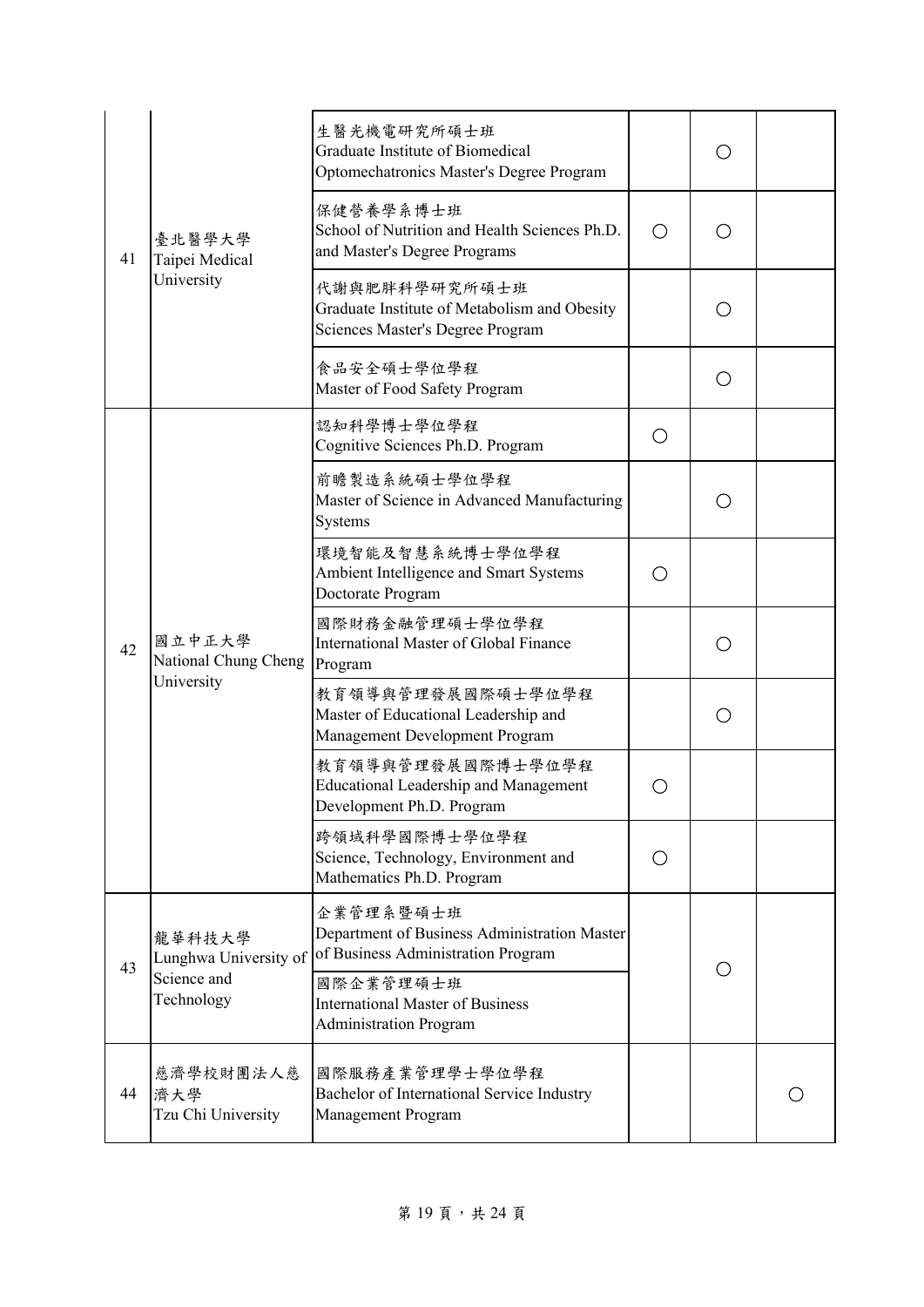| | | | | | |
|---|---|---|---|---|---|
| 41 | 臺北醫學大學<br>Taipei Medical University | 生醫光機電研究所碩士班<br>Graduate Institute of Biomedical Optomechatronics Master's Degree Program | | ○ | |
| | | 保健營養學系博士班<br>School of Nutrition and Health Sciences Ph.D. and Master's Degree Programs | ○ | ○ | |
| | | 代謝與肥胖科學研究所碩士班<br>Graduate Institute of Metabolism and Obesity Sciences Master's Degree Program | | ○ | |
| | | 食品安全碩士學位學程<br>Master of Food Safety Program | | ○ | |
| 42 | 國立中正大學<br>National Chung Cheng University | 認知科學博士學位學程<br>Cognitive Sciences Ph.D. Program | ○ | | |
| | | 前瞻製造系統碩士學位學程<br>Master of Science in Advanced Manufacturing Systems | | ○ | |
| | | 環境智能及智慧系統博士學位學程<br>Ambient Intelligence and Smart Systems Doctorate Program | ○ | | |
| | | 國際財務金融管理碩士學位學程<br>International Master of Global Finance Program | | ○ | |
| | | 教育領導與管理發展國際碩士學位學程<br>Master of Educational Leadership and Management Development Program | | ○ | |
| | | 教育領導與管理發展國際博士學位學程<br>Educational Leadership and Management Development Ph.D. Program | ○ | | |
| | | 跨領域科學國際博士學位學程<br>Science, Technology, Environment and Mathematics Ph.D. Program | ○ | | |
| 43 | 龍華科技大學<br>Lunghwa University of Science and Technology | 企業管理系暨碩士班<br>Department of Business Administration Master of Business Administration Program | | ○ | |
| | | 國際企業管理碩士班<br>International Master of Business Administration Program | | ○ | |
| 44 | 慈濟學校財團法人慈濟大學<br>Tzu Chi University | 國際服務產業管理學士學位學程<br>Bachelor of International Service Industry Management Program | | | ○ |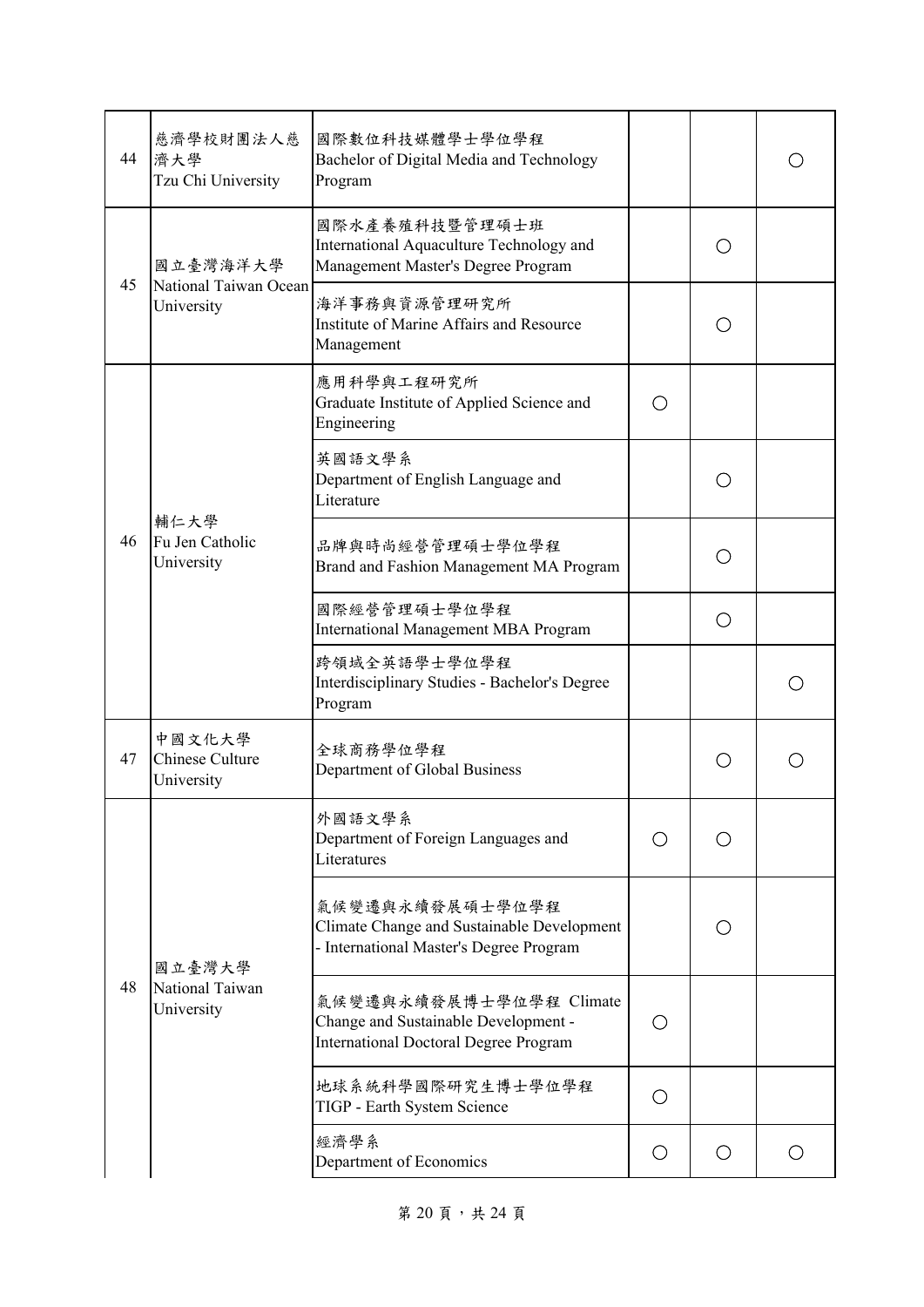| 44 | 慈濟學校財團法人慈濟大學 Tzu Chi University | 國際數位科技媒體學士學位學程 Bachelor of Digital Media and Technology Program | | | ○ |
|---|---|---|---|---|---|
| 45 | 國立臺灣海洋大學 National Taiwan Ocean University | 國際水產養殖科技暨管理碩士班 International Aquaculture Technology and Management Master's Degree Program | | ○ | |
| | | 海洋事務與資源管理研究所 Institute of Marine Affairs and Resource Management | | ○ | |
| 46 | 輔仁大學 Fu Jen Catholic University | 應用科學與工程研究所 Graduate Institute of Applied Science and Engineering | ○ | | |
| | | 英國語文學系 Department of English Language and Literature | | ○ | |
| | | 品牌與時尚經營管理碩士學位學程 Brand and Fashion Management MA Program | | ○ | |
| | | 國際經營管理碩士學位學程 International Management MBA Program | | ○ | |
| | | 跨領域全英語學士學位學程 Interdisciplinary Studies - Bachelor's Degree Program | | | ○ |
| 47 | 中國文化大學 Chinese Culture University | 全球商務學位學程 Department of Global Business | | ○ | ○ |
| 48 | 國立臺灣大學 National Taiwan University | 外國語文學系 Department of Foreign Languages and Literatures | ○ | ○ | |
| | | 氣候變遷與永續發展碩士學位學程 Climate Change and Sustainable Development - International Master's Degree Program | | ○ | |
| | | 氣候變遷與永續發展博士學位學程 Climate Change and Sustainable Development - International Doctoral Degree Program | ○ | | |
| | | 地球系統科學國際研究生博士學位學程 TIGP - Earth System Science | ○ | | |
| | | 經濟學系 Department of Economics | ○ | ○ | ○ |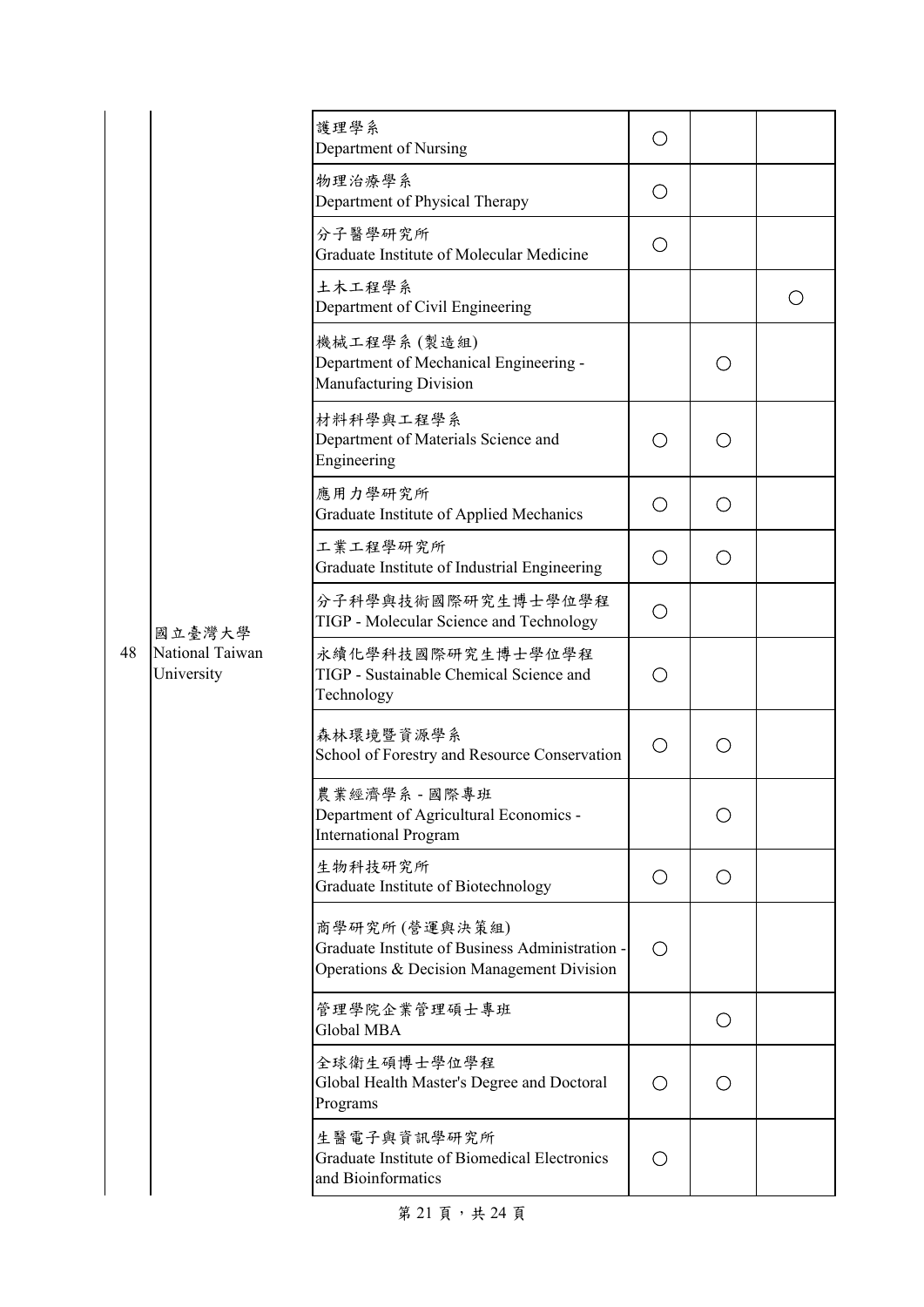| | | | | | |
|---|---|---|---|---|---|
| 48 | 國立臺灣大學 National Taiwan University | 護理學系 Department of Nursing | ○ | | |
| | | 物理治療學系 Department of Physical Therapy | ○ | | |
| | | 分子醫學研究所 Graduate Institute of Molecular Medicine | ○ | | |
| | | 土木工程學系 Department of Civil Engineering | | | ○ |
| | | 機械工程學系 (製造組) Department of Mechanical Engineering - Manufacturing Division | | ○ | |
| | | 材料科學與工程學系 Department of Materials Science and Engineering | ○ | ○ | |
| | | 應用力學研究所 Graduate Institute of Applied Mechanics | ○ | ○ | |
| | | 工業工程學研究所 Graduate Institute of Industrial Engineering | ○ | ○ | |
| | | 分子科學與技術國際研究生博士學位學程 TIGP - Molecular Science and Technology | ○ | | |
| | | 永續化學科技國際研究生博士學位學程 TIGP - Sustainable Chemical Science and Technology | ○ | | |
| | | 森林環境暨資源學系 School of Forestry and Resource Conservation | ○ | ○ | |
| | | 農業經濟學系 - 國際專班 Department of Agricultural Economics - International Program | | ○ | |
| | | 生物科技研究所 Graduate Institute of Biotechnology | ○ | ○ | |
| | | 商學研究所 (營運與決策組) Graduate Institute of Business Administration - Operations & Decision Management Division | ○ | | |
| | | 管理學院企業管理碩士專班 Global MBA | | ○ | |
| | | 全球衛生碩博士學位學程 Global Health Master's Degree and Doctoral Programs | ○ | ○ | |
| | | 生醫電子與資訊學研究所 Graduate Institute of Biomedical Electronics and Bioinformatics | ○ | | |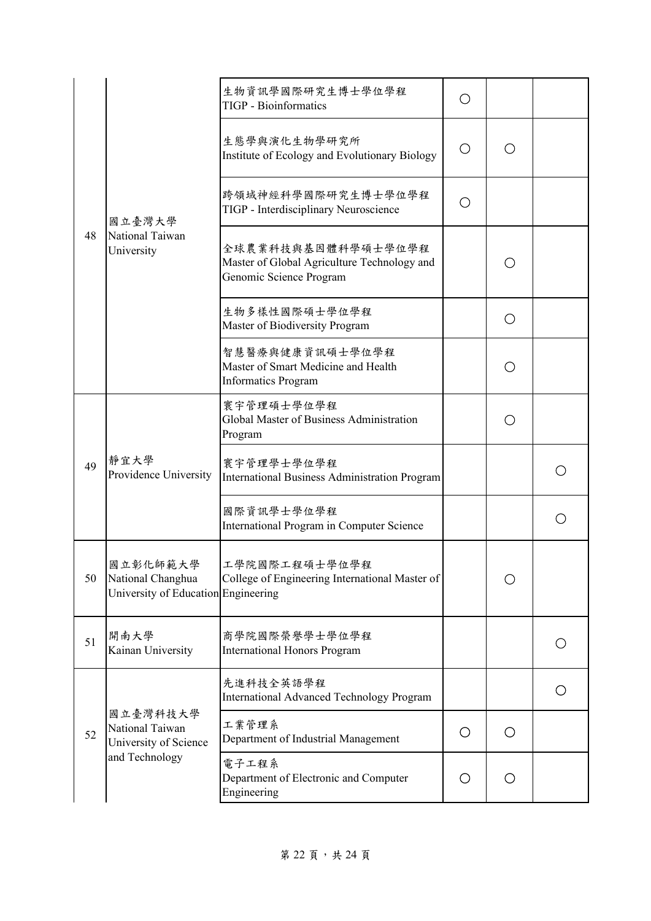| | | | | | |
|---|---|---|---|---|---|
| 48 | 國立臺灣大學<br>National Taiwan University | 生物資訊學國際研究生博士學位學程<br>TIGP - Bioinformatics | ○ | | |
| | | 生態學與演化生物學研究所<br>Institute of Ecology and Evolutionary Biology | ○ | ○ | |
| | | 跨領域神經科學國際研究生博士學位學程<br>TIGP - Interdisciplinary Neuroscience | ○ | | |
| | | 全球農業科技與基因體科學碩士學位學程<br>Master of Global Agriculture Technology and Genomic Science Program | | ○ | |
| | | 生物多樣性國際碩士學位學程<br>Master of Biodiversity Program | | ○ | |
| | | 智慧醫療與健康資訊碩士學位學程<br>Master of Smart Medicine and Health Informatics Program | | ○ | |
| 49 | 靜宜大學<br>Providence University | 寰宇管理碩士學位學程<br>Global Master of Business Administration Program | | ○ | |
| | | 寰宇管理學士學位學程<br>International Business Administration Program | | | ○ |
| | | 國際資訊學士學位學程<br>International Program in Computer Science | | | ○ |
| 50 | 國立彰化師範大學<br>National Changhua University of Education | 工學院國際工程碩士學位學程<br>College of Engineering International Master of Engineering | | ○ | |
| 51 | 開南大學<br>Kainan University | 商學院國際榮譽學士學位學程<br>International Honors Program | | | ○ |
| 52 | 國立臺灣科技大學<br>National Taiwan University of Science and Technology | 先進科技全英語學程<br>International Advanced Technology Program | | | ○ |
| | | 工業管理系<br>Department of Industrial Management | ○ | ○ | |
| | | 電子工程系<br>Department of Electronic and Computer Engineering | ○ | ○ | |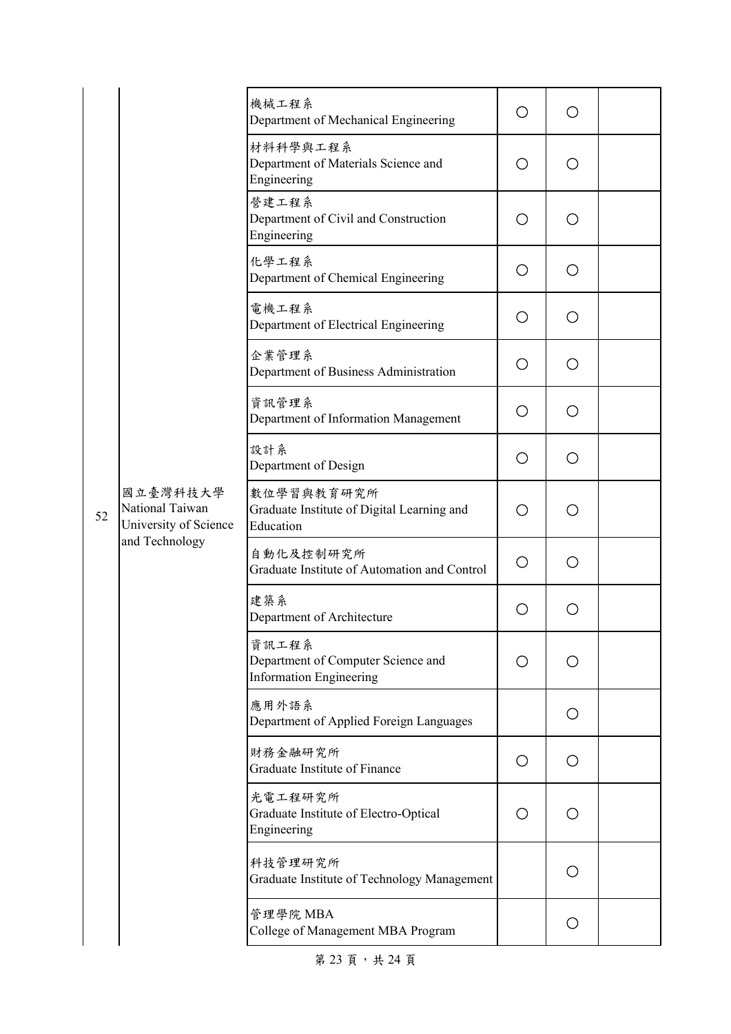| | | | | | |
|---|---|---|---|---|---|
| 52 | 國立臺灣科技大學 National Taiwan University of Science and Technology | 機械工程系 Department of Mechanical Engineering | ○ | ○ | |
| | | 材料科學與工程系 Department of Materials Science and Engineering | ○ | ○ | |
| | | 營建工程系 Department of Civil and Construction Engineering | ○ | ○ | |
| | | 化學工程系 Department of Chemical Engineering | ○ | ○ | |
| | | 電機工程系 Department of Electrical Engineering | ○ | ○ | |
| | | 企業管理系 Department of Business Administration | ○ | ○ | |
| | | 資訊管理系 Department of Information Management | ○ | ○ | |
| | | 設計系 Department of Design | ○ | ○ | |
| | | 數位學習與教育研究所 Graduate Institute of Digital Learning and Education | ○ | ○ | |
| | | 自動化及控制研究所 Graduate Institute of Automation and Control | ○ | ○ | |
| | | 建築系 Department of Architecture | ○ | ○ | |
| | | 資訊工程系 Department of Computer Science and Information Engineering | ○ | ○ | |
| | | 應用外語系 Department of Applied Foreign Languages | | ○ | |
| | | 財務金融研究所 Graduate Institute of Finance | ○ | ○ | |
| | | 光電工程研究所 Graduate Institute of Electro-Optical Engineering | ○ | ○ | |
| | | 科技管理研究所 Graduate Institute of Technology Management | | ○ | |
| | | 管理學院 MBA College of Management MBA Program | | ○ | |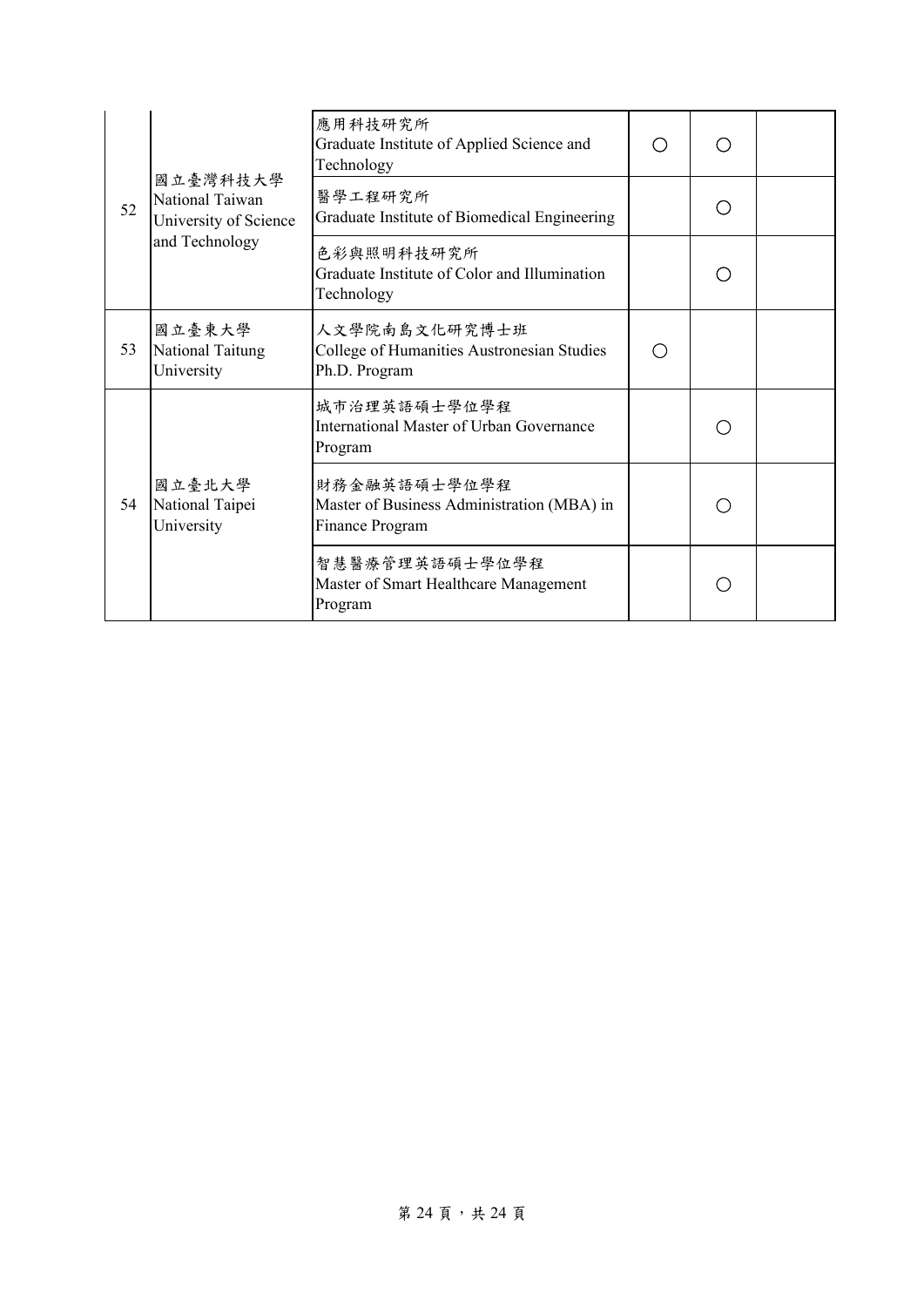| | | | | | |
|---|---|---|---|---|---|
| 52 | 國立臺灣科技大學<br>National Taiwan University of Science and Technology | 應用科技研究所<br>Graduate Institute of Applied Science and Technology | ○ | ○ | |
| | | 醫學工程研究所<br>Graduate Institute of Biomedical Engineering | | ○ | |
| | | 色彩與照明科技研究所<br>Graduate Institute of Color and Illumination Technology | | ○ | |
| 53 | 國立臺東大學<br>National Taitung University | 人文學院南島文化研究博士班<br>College of Humanities Austronesian Studies Ph.D. Program | ○ | | |
| 54 | 國立臺北大學<br>National Taipei University | 城市治理英語碩士學位學程<br>International Master of Urban Governance Program | | ○ | |
| | | 財務金融英語碩士學位學程<br>Master of Business Administration (MBA) in Finance Program | | ○ | |
| | | 智慧醫療管理英語碩士學位學程<br>Master of Smart Healthcare Management Program | | ○ | |